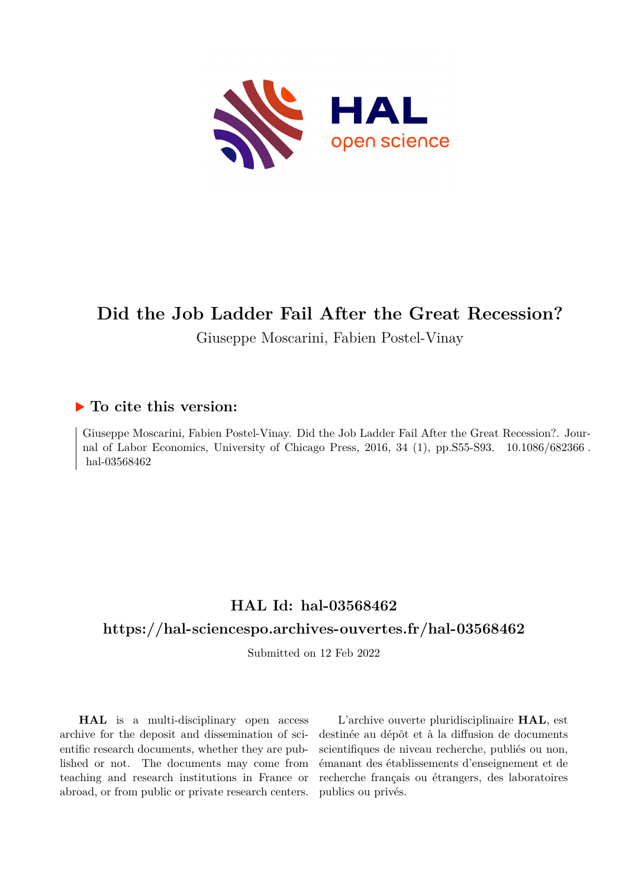# Did the Job Ladder Fail After the Great Recession?

Giuseppe Moscarini, Fabien Postel-Vinay

## ▶ To cite this version:

Giuseppe Moscarini, Fabien Postel-Vinay. Did the Job Ladder Fail After the Great Recession?. Journal of Labor Economics, University of Chicago Press, 2016, 34 (1), pp.S55-S93. 10.1086/682366 . hal-03568462

## HAL Id: hal-03568462

## https://hal-sciencespo.archives-ouvertes.fr/hal-03568462

Submitted on 12 Feb 2022

**HAL** is a multi-disciplinary open access archive for the deposit and dissemination of scientific research documents, whether they are published or not. The documents may come from teaching and research institutions in France or abroad, or from public or private research centers.

L'archive ouverte pluridisciplinaire **HAL**, est destinée au dépôt et à la diffusion de documents scientifiques de niveau recherche, publiés ou non, émanant des établissements d'enseignement et de recherche français ou étrangers, des laboratoires publics ou privés.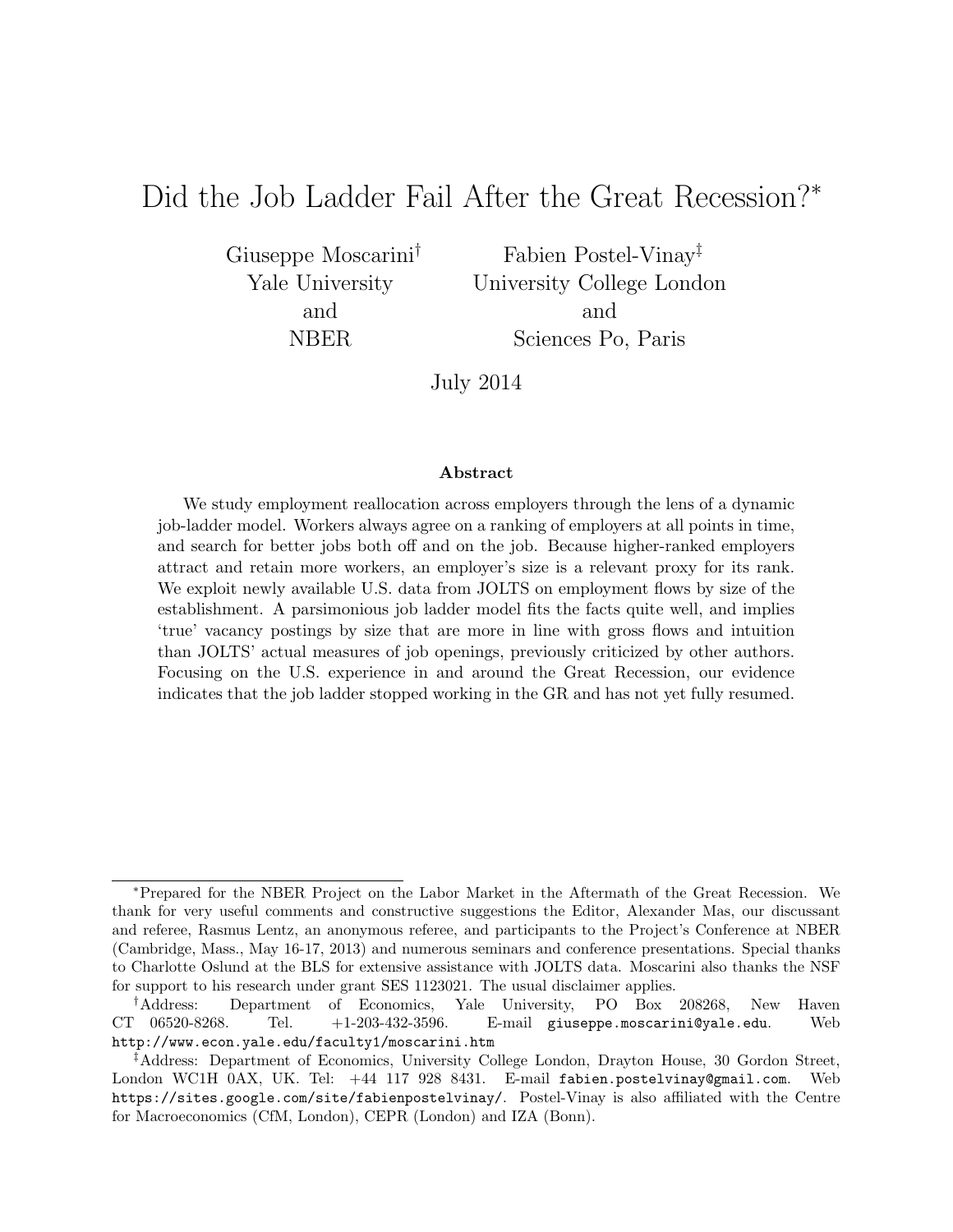# Did the Job Ladder Fail After the Great Recession?*

Giuseppe Moscarini[†]
Yale University
and
NBER

Fabien Postel-Vinay[‡]
University College London
and
Sciences Po, Paris

July 2014

### Abstract

We study employment reallocation across employers through the lens of a dynamic job-ladder model. Workers always agree on a ranking of employers at all points in time, and search for better jobs both off and on the job. Because higher-ranked employers attract and retain more workers, an employer's size is a relevant proxy for its rank. We exploit newly available U.S. data from JOLTS on employment flows by size of the establishment. A parsimonious job ladder model fits the facts quite well, and implies 'true' vacancy postings by size that are more in line with gross flows and intuition than JOLTS' actual measures of job openings, previously criticized by other authors. Focusing on the U.S. experience in and around the Great Recession, our evidence indicates that the job ladder stopped working in the GR and has not yet fully resumed.

---

*Prepared for the NBER Project on the Labor Market in the Aftermath of the Great Recession. We thank for very useful comments and constructive suggestions the Editor, Alexander Mas, our discussant and referee, Rasmus Lentz, an anonymous referee, and participants to the Project's Conference at NBER (Cambridge, Mass., May 16-17, 2013) and numerous seminars and conference presentations. Special thanks to Charlotte Oslund at the BLS for extensive assistance with JOLTS data. Moscarini also thanks the NSF for support to his research under grant SES 1123021. The usual disclaimer applies.

[†]Address: Department of Economics, Yale University, PO Box 208268, New Haven CT 06520-8268. Tel. +1-203-432-3596. E-mail giuseppe.moscarini@yale.edu. Web http://www.econ.yale.edu/faculty1/moscarini.htm

[‡]Address: Department of Economics, University College London, Drayton House, 30 Gordon Street, London WC1H 0AX, UK. Tel: +44 117 928 8431. E-mail fabien.postelvinay@gmail.com. Web https://sites.google.com/site/fabienpostelvinay/. Postel-Vinay is also affiliated with the Centre for Macroeconomics (CfM, London), CEPR (London) and IZA (Bonn).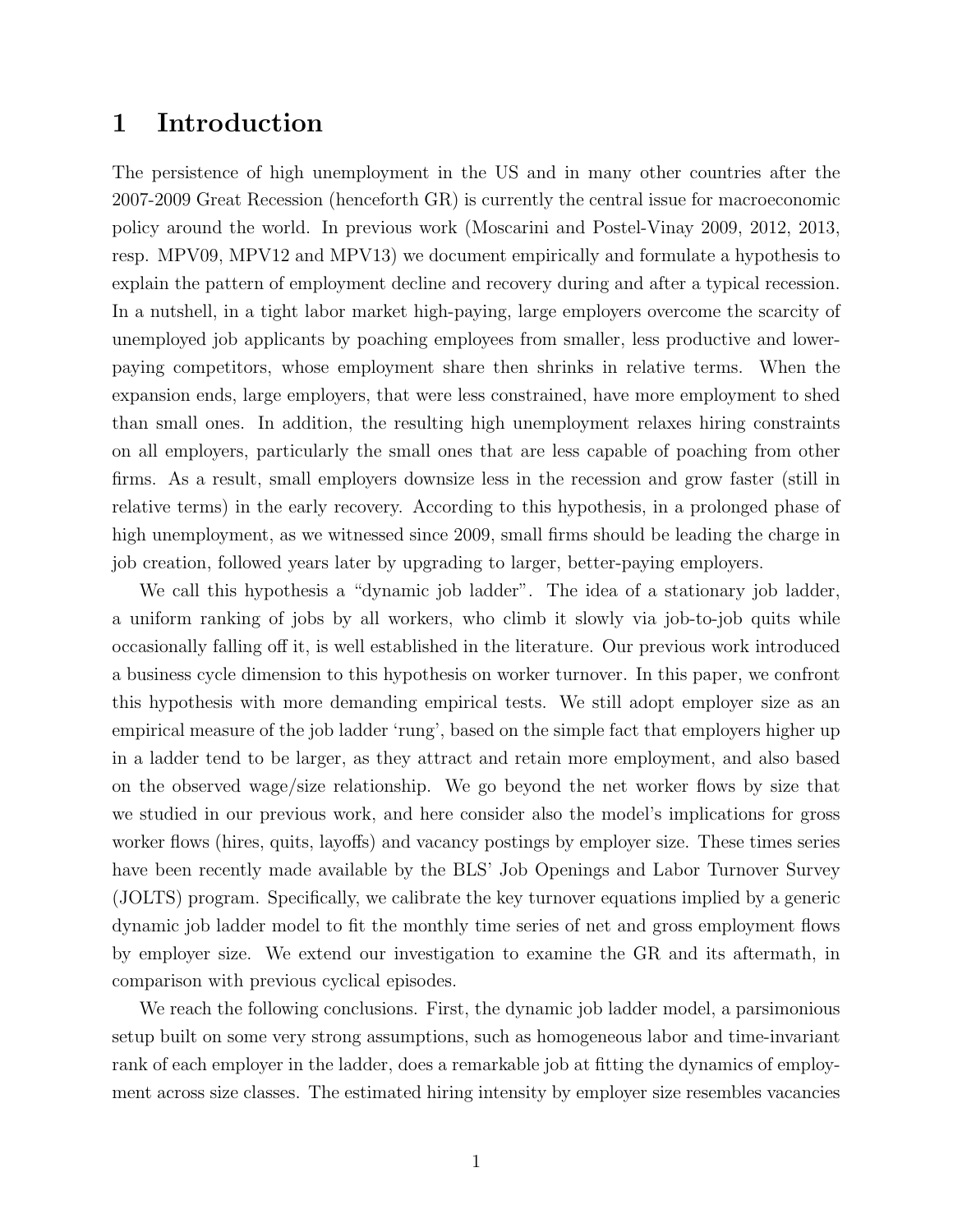# 1 Introduction

The persistence of high unemployment in the US and in many other countries after the 2007-2009 Great Recession (henceforth GR) is currently the central issue for macroeconomic policy around the world. In previous work (Moscarini and Postel-Vinay 2009, 2012, 2013, resp. MPV09, MPV12 and MPV13) we document empirically and formulate a hypothesis to explain the pattern of employment decline and recovery during and after a typical recession. In a nutshell, in a tight labor market high-paying, large employers overcome the scarcity of unemployed job applicants by poaching employees from smaller, less productive and lower-paying competitors, whose employment share then shrinks in relative terms. When the expansion ends, large employers, that were less constrained, have more employment to shed than small ones. In addition, the resulting high unemployment relaxes hiring constraints on all employers, particularly the small ones that are less capable of poaching from other firms. As a result, small employers downsize less in the recession and grow faster (still in relative terms) in the early recovery. According to this hypothesis, in a prolonged phase of high unemployment, as we witnessed since 2009, small firms should be leading the charge in job creation, followed years later by upgrading to larger, better-paying employers.

We call this hypothesis a "dynamic job ladder". The idea of a stationary job ladder, a uniform ranking of jobs by all workers, who climb it slowly via job-to-job quits while occasionally falling off it, is well established in the literature. Our previous work introduced a business cycle dimension to this hypothesis on worker turnover. In this paper, we confront this hypothesis with more demanding empirical tests. We still adopt employer size as an empirical measure of the job ladder 'rung', based on the simple fact that employers higher up in a ladder tend to be larger, as they attract and retain more employment, and also based on the observed wage/size relationship. We go beyond the net worker flows by size that we studied in our previous work, and here consider also the model's implications for gross worker flows (hires, quits, layoffs) and vacancy postings by employer size. These times series have been recently made available by the BLS' Job Openings and Labor Turnover Survey (JOLTS) program. Specifically, we calibrate the key turnover equations implied by a generic dynamic job ladder model to fit the monthly time series of net and gross employment flows by employer size. We extend our investigation to examine the GR and its aftermath, in comparison with previous cyclical episodes.

We reach the following conclusions. First, the dynamic job ladder model, a parsimonious setup built on some very strong assumptions, such as homogeneous labor and time-invariant rank of each employer in the ladder, does a remarkable job at fitting the dynamics of employment across size classes. The estimated hiring intensity by employer size resembles vacancies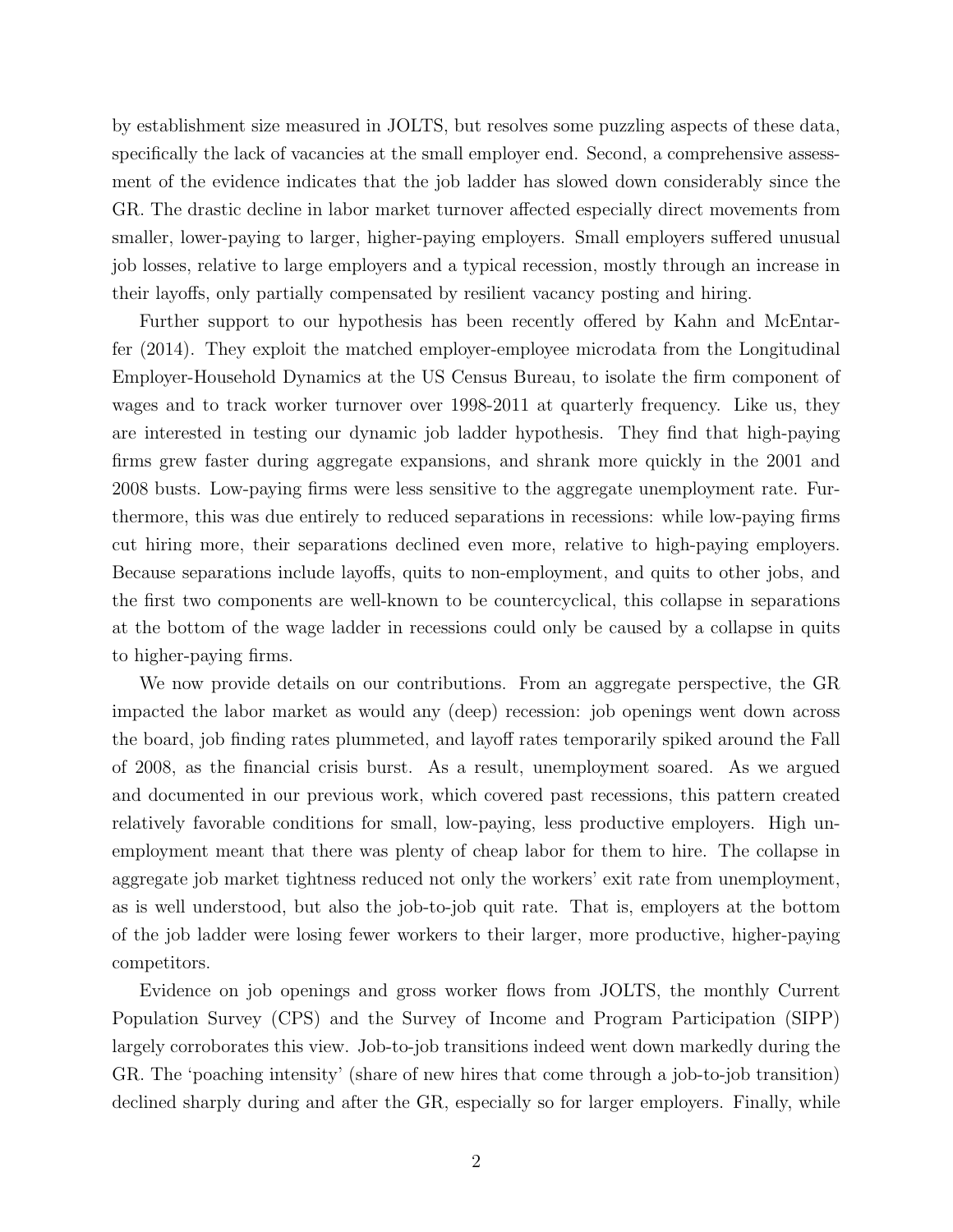by establishment size measured in JOLTS, but resolves some puzzling aspects of these data, specifically the lack of vacancies at the small employer end. Second, a comprehensive assessment of the evidence indicates that the job ladder has slowed down considerably since the GR. The drastic decline in labor market turnover affected especially direct movements from smaller, lower-paying to larger, higher-paying employers. Small employers suffered unusual job losses, relative to large employers and a typical recession, mostly through an increase in their layoffs, only partially compensated by resilient vacancy posting and hiring.

Further support to our hypothesis has been recently offered by Kahn and McEntarfer (2014). They exploit the matched employer-employee microdata from the Longitudinal Employer-Household Dynamics at the US Census Bureau, to isolate the firm component of wages and to track worker turnover over 1998-2011 at quarterly frequency. Like us, they are interested in testing our dynamic job ladder hypothesis. They find that high-paying firms grew faster during aggregate expansions, and shrank more quickly in the 2001 and 2008 busts. Low-paying firms were less sensitive to the aggregate unemployment rate. Furthermore, this was due entirely to reduced separations in recessions: while low-paying firms cut hiring more, their separations declined even more, relative to high-paying employers. Because separations include layoffs, quits to non-employment, and quits to other jobs, and the first two components are well-known to be countercyclical, this collapse in separations at the bottom of the wage ladder in recessions could only be caused by a collapse in quits to higher-paying firms.

We now provide details on our contributions. From an aggregate perspective, the GR impacted the labor market as would any (deep) recession: job openings went down across the board, job finding rates plummeted, and layoff rates temporarily spiked around the Fall of 2008, as the financial crisis burst. As a result, unemployment soared. As we argued and documented in our previous work, which covered past recessions, this pattern created relatively favorable conditions for small, low-paying, less productive employers. High unemployment meant that there was plenty of cheap labor for them to hire. The collapse in aggregate job market tightness reduced not only the workers' exit rate from unemployment, as is well understood, but also the job-to-job quit rate. That is, employers at the bottom of the job ladder were losing fewer workers to their larger, more productive, higher-paying competitors.

Evidence on job openings and gross worker flows from JOLTS, the monthly Current Population Survey (CPS) and the Survey of Income and Program Participation (SIPP) largely corroborates this view. Job-to-job transitions indeed went down markedly during the GR. The 'poaching intensity' (share of new hires that come through a job-to-job transition) declined sharply during and after the GR, especially so for larger employers. Finally, while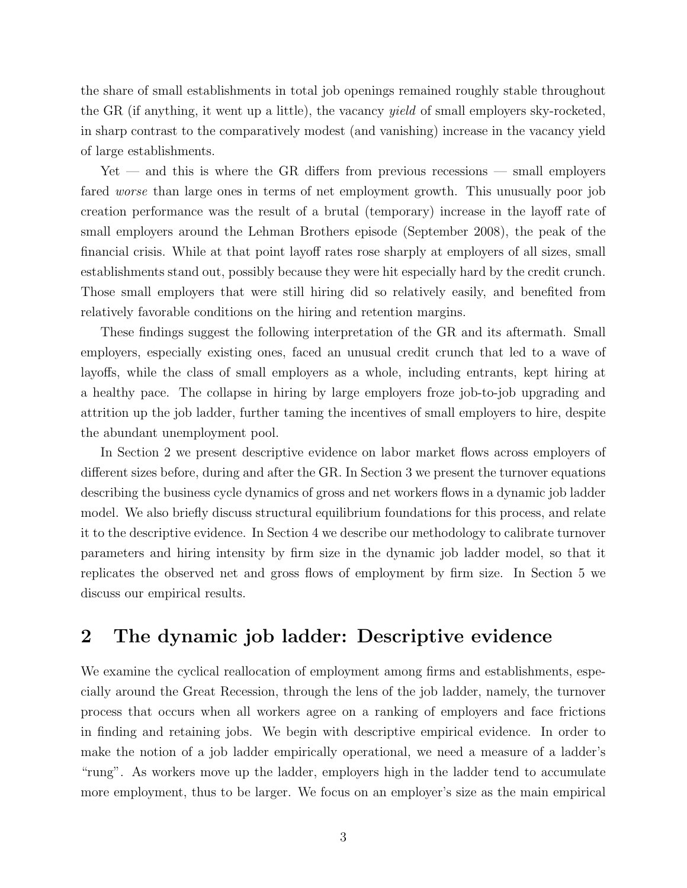the share of small establishments in total job openings remained roughly stable throughout the GR (if anything, it went up a little), the vacancy *yield* of small employers sky-rocketed, in sharp contrast to the comparatively modest (and vanishing) increase in the vacancy yield of large establishments.

Yet — and this is where the GR differs from previous recessions — small employers fared *worse* than large ones in terms of net employment growth. This unusually poor job creation performance was the result of a brutal (temporary) increase in the layoff rate of small employers around the Lehman Brothers episode (September 2008), the peak of the financial crisis. While at that point layoff rates rose sharply at employers of all sizes, small establishments stand out, possibly because they were hit especially hard by the credit crunch. Those small employers that were still hiring did so relatively easily, and benefited from relatively favorable conditions on the hiring and retention margins.

These findings suggest the following interpretation of the GR and its aftermath. Small employers, especially existing ones, faced an unusual credit crunch that led to a wave of layoffs, while the class of small employers as a whole, including entrants, kept hiring at a healthy pace. The collapse in hiring by large employers froze job-to-job upgrading and attrition up the job ladder, further taming the incentives of small employers to hire, despite the abundant unemployment pool.

In Section 2 we present descriptive evidence on labor market flows across employers of different sizes before, during and after the GR. In Section 3 we present the turnover equations describing the business cycle dynamics of gross and net workers flows in a dynamic job ladder model. We also briefly discuss structural equilibrium foundations for this process, and relate it to the descriptive evidence. In Section 4 we describe our methodology to calibrate turnover parameters and hiring intensity by firm size in the dynamic job ladder model, so that it replicates the observed net and gross flows of employment by firm size. In Section 5 we discuss our empirical results.

## 2 The dynamic job ladder: Descriptive evidence

We examine the cyclical reallocation of employment among firms and establishments, especially around the Great Recession, through the lens of the job ladder, namely, the turnover process that occurs when all workers agree on a ranking of employers and face frictions in finding and retaining jobs. We begin with descriptive empirical evidence. In order to make the notion of a job ladder empirically operational, we need a measure of a ladder's "rung". As workers move up the ladder, employers high in the ladder tend to accumulate more employment, thus to be larger. We focus on an employer's size as the main empirical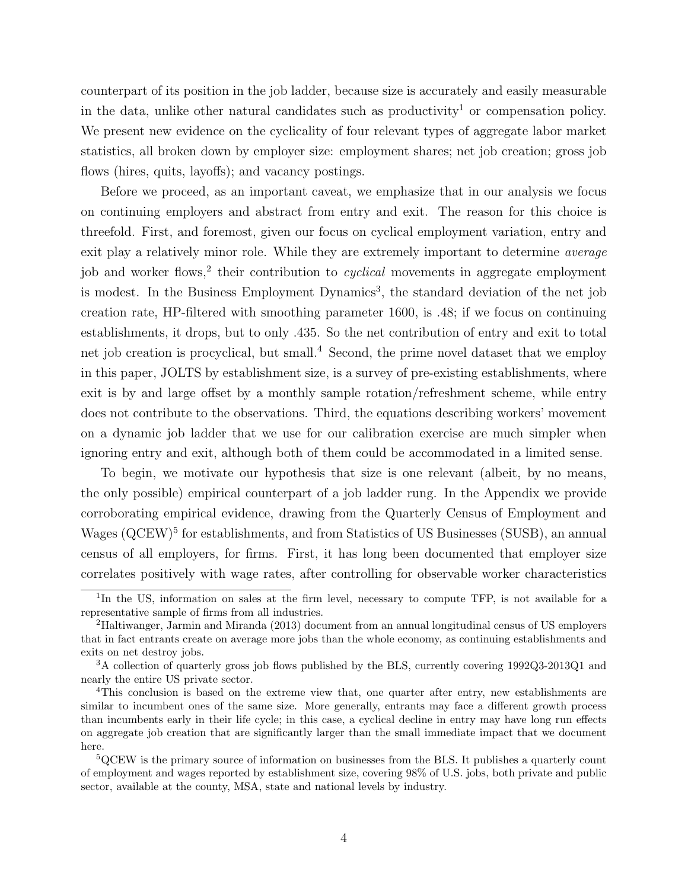counterpart of its position in the job ladder, because size is accurately and easily measurable in the data, unlike other natural candidates such as productivity[1] or compensation policy. We present new evidence on the cyclicality of four relevant types of aggregate labor market statistics, all broken down by employer size: employment shares; net job creation; gross job flows (hires, quits, layoffs); and vacancy postings.

Before we proceed, as an important caveat, we emphasize that in our analysis we focus on continuing employers and abstract from entry and exit. The reason for this choice is threefold. First, and foremost, given our focus on cyclical employment variation, entry and exit play a relatively minor role. While they are extremely important to determine *average* job and worker flows,[2] their contribution to *cyclical* movements in aggregate employment is modest. In the Business Employment Dynamics[3], the standard deviation of the net job creation rate, HP-filtered with smoothing parameter 1600, is .48; if we focus on continuing establishments, it drops, but to only .435. So the net contribution of entry and exit to total net job creation is procyclical, but small.[4] Second, the prime novel dataset that we employ in this paper, JOLTS by establishment size, is a survey of pre-existing establishments, where exit is by and large offset by a monthly sample rotation/refreshment scheme, while entry does not contribute to the observations. Third, the equations describing workers' movement on a dynamic job ladder that we use for our calibration exercise are much simpler when ignoring entry and exit, although both of them could be accommodated in a limited sense.

To begin, we motivate our hypothesis that size is one relevant (albeit, by no means, the only possible) empirical counterpart of a job ladder rung. In the Appendix we provide corroborating empirical evidence, drawing from the Quarterly Census of Employment and Wages (QCEW)[5] for establishments, and from Statistics of US Businesses (SUSB), an annual census of all employers, for firms. First, it has long been documented that employer size correlates positively with wage rates, after controlling for observable worker characteristics

[1] In the US, information on sales at the firm level, necessary to compute TFP, is not available for a representative sample of firms from all industries.

[2] Haltiwanger, Jarmin and Miranda (2013) document from an annual longitudinal census of US employers that in fact entrants create on average more jobs than the whole economy, as continuing establishments and exits on net destroy jobs.

[3] A collection of quarterly gross job flows published by the BLS, currently covering 1992Q3-2013Q1 and nearly the entire US private sector.

[4] This conclusion is based on the extreme view that, one quarter after entry, new establishments are similar to incumbent ones of the same size. More generally, entrants may face a different growth process than incumbents early in their life cycle; in this case, a cyclical decline in entry may have long run effects on aggregate job creation that are significantly larger than the small immediate impact that we document here.

[5] QCEW is the primary source of information on businesses from the BLS. It publishes a quarterly count of employment and wages reported by establishment size, covering 98% of U.S. jobs, both private and public sector, available at the county, MSA, state and national levels by industry.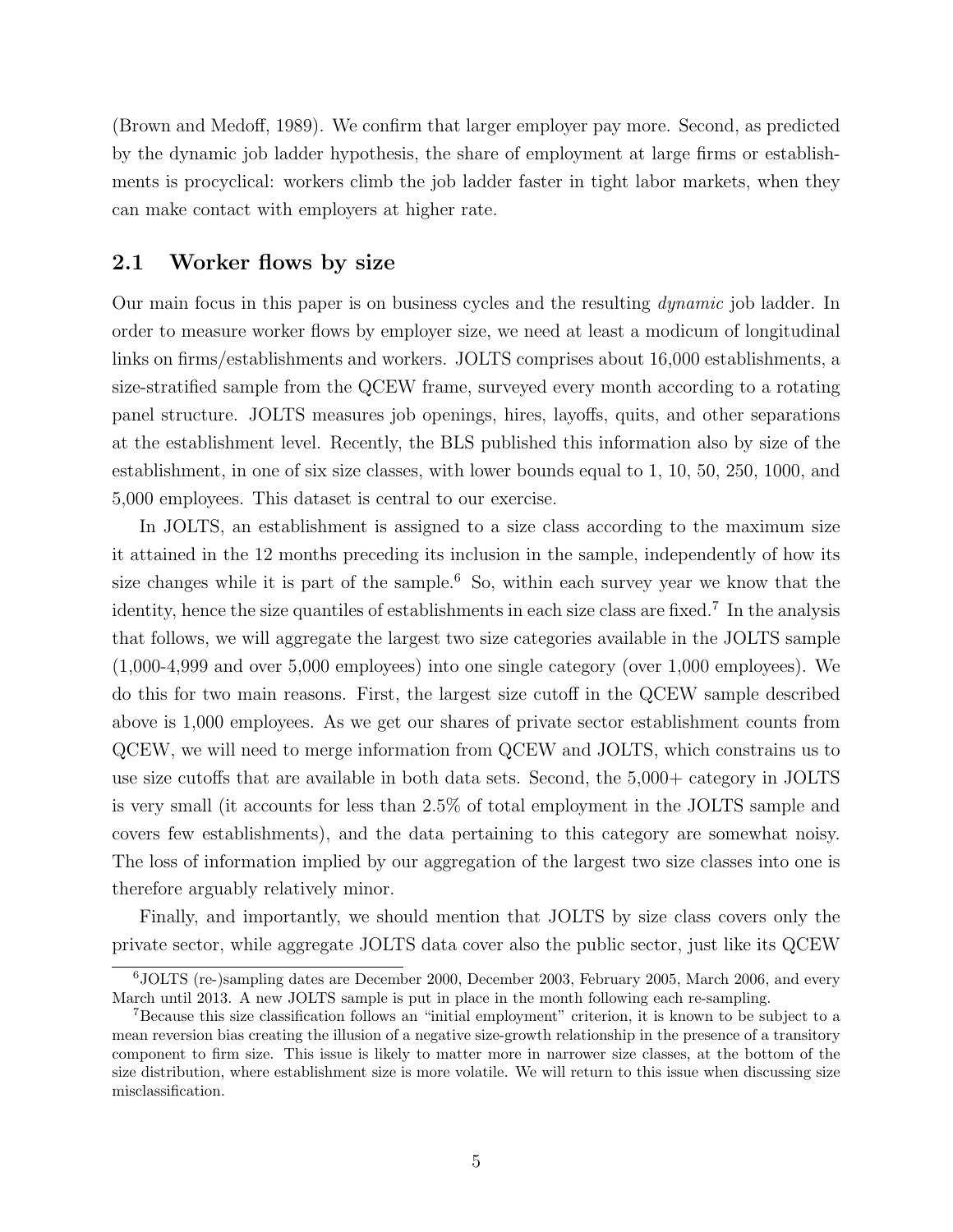(Brown and Medoff, 1989). We confirm that larger employer pay more. Second, as predicted by the dynamic job ladder hypothesis, the share of employment at large firms or establishments is procyclical: workers climb the job ladder faster in tight labor markets, when they can make contact with employers at higher rate.

## 2.1 Worker flows by size

Our main focus in this paper is on business cycles and the resulting *dynamic* job ladder. In order to measure worker flows by employer size, we need at least a modicum of longitudinal links on firms/establishments and workers. JOLTS comprises about 16,000 establishments, a size-stratified sample from the QCEW frame, surveyed every month according to a rotating panel structure. JOLTS measures job openings, hires, layoffs, quits, and other separations at the establishment level. Recently, the BLS published this information also by size of the establishment, in one of six size classes, with lower bounds equal to 1, 10, 50, 250, 1000, and 5,000 employees. This dataset is central to our exercise.

In JOLTS, an establishment is assigned to a size class according to the maximum size it attained in the 12 months preceding its inclusion in the sample, independently of how its size changes while it is part of the sample.[6] So, within each survey year we know that the identity, hence the size quantiles of establishments in each size class are fixed.[7] In the analysis that follows, we will aggregate the largest two size categories available in the JOLTS sample (1,000-4,999 and over 5,000 employees) into one single category (over 1,000 employees). We do this for two main reasons. First, the largest size cutoff in the QCEW sample described above is 1,000 employees. As we get our shares of private sector establishment counts from QCEW, we will need to merge information from QCEW and JOLTS, which constrains us to use size cutoffs that are available in both data sets. Second, the 5,000+ category in JOLTS is very small (it accounts for less than 2.5% of total employment in the JOLTS sample and covers few establishments), and the data pertaining to this category are somewhat noisy. The loss of information implied by our aggregation of the largest two size classes into one is therefore arguably relatively minor.

Finally, and importantly, we should mention that JOLTS by size class covers only the private sector, while aggregate JOLTS data cover also the public sector, just like its QCEW

---

[6] JOLTS (re-)sampling dates are December 2000, December 2003, February 2005, March 2006, and every March until 2013. A new JOLTS sample is put in place in the month following each re-sampling.

[7] Because this size classification follows an "initial employment" criterion, it is known to be subject to a mean reversion bias creating the illusion of a negative size-growth relationship in the presence of a transitory component to firm size. This issue is likely to matter more in narrower size classes, at the bottom of the size distribution, where establishment size is more volatile. We will return to this issue when discussing size misclassification.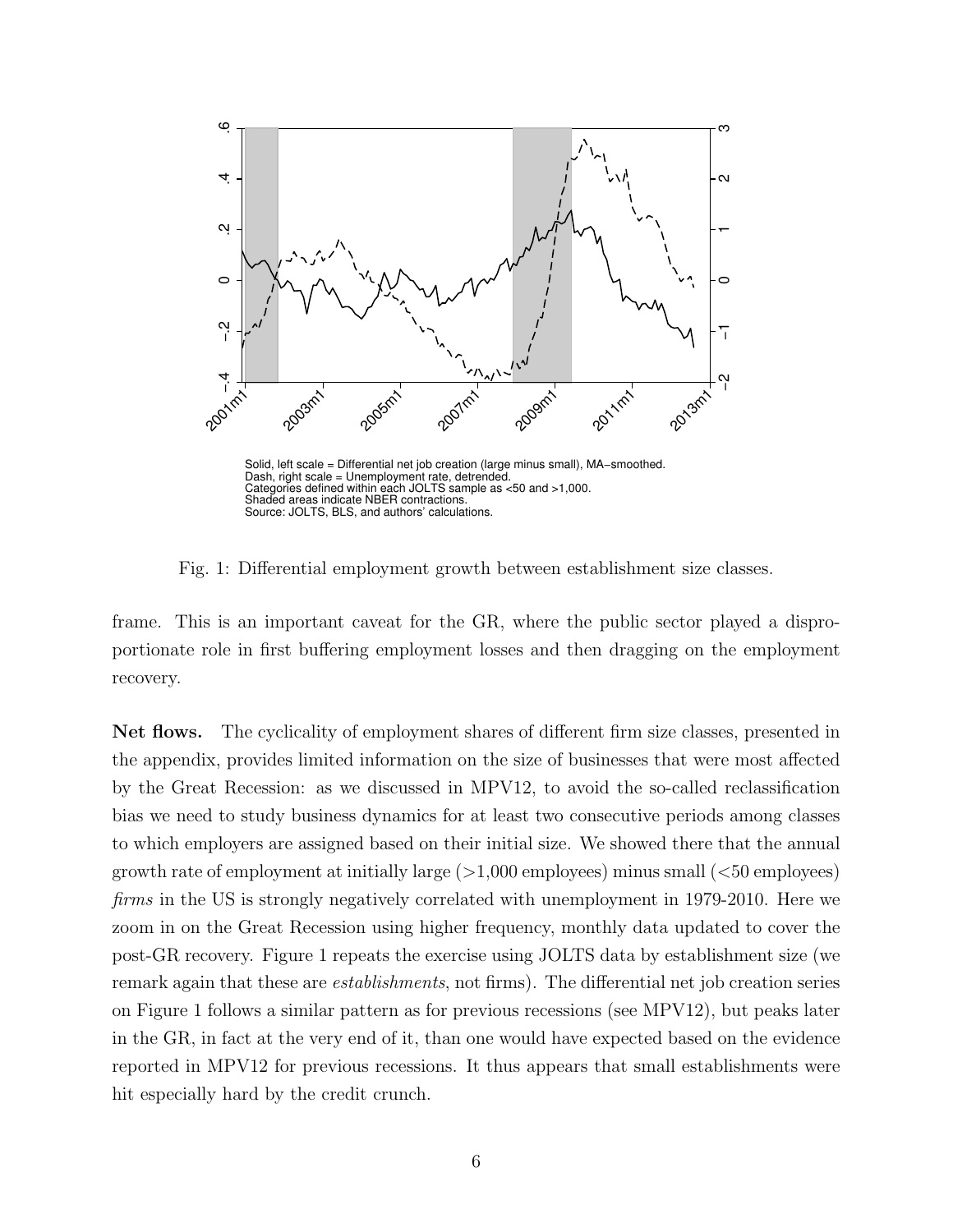Solid, left scale = Differential net job creation (large minus small), MA−smoothed.
Dash, right scale = Unemployment rate, detrended.
Categories defined within each JOLTS sample as <50 and >1,000.
Shaded areas indicate NBER contractions.
Source: JOLTS, BLS, and authors' calculations.

Fig. 1: Differential employment growth between establishment size classes.

frame. This is an important caveat for the GR, where the public sector played a disproportionate role in first buffering employment losses and then dragging on the employment recovery.

**Net flows.** The cyclicality of employment shares of different firm size classes, presented in the appendix, provides limited information on the size of businesses that were most affected by the Great Recession: as we discussed in MPV12, to avoid the so-called reclassification bias we need to study business dynamics for at least two consecutive periods among classes to which employers are assigned based on their initial size. We showed there that the annual growth rate of employment at initially large (>1,000 employees) minus small (<50 employees) *firms* in the US is strongly negatively correlated with unemployment in 1979-2010. Here we zoom in on the Great Recession using higher frequency, monthly data updated to cover the post-GR recovery. Figure 1 repeats the exercise using JOLTS data by establishment size (we remark again that these are *establishments*, not firms). The differential net job creation series on Figure 1 follows a similar pattern as for previous recessions (see MPV12), but peaks later in the GR, in fact at the very end of it, than one would have expected based on the evidence reported in MPV12 for previous recessions. It thus appears that small establishments were hit especially hard by the credit crunch.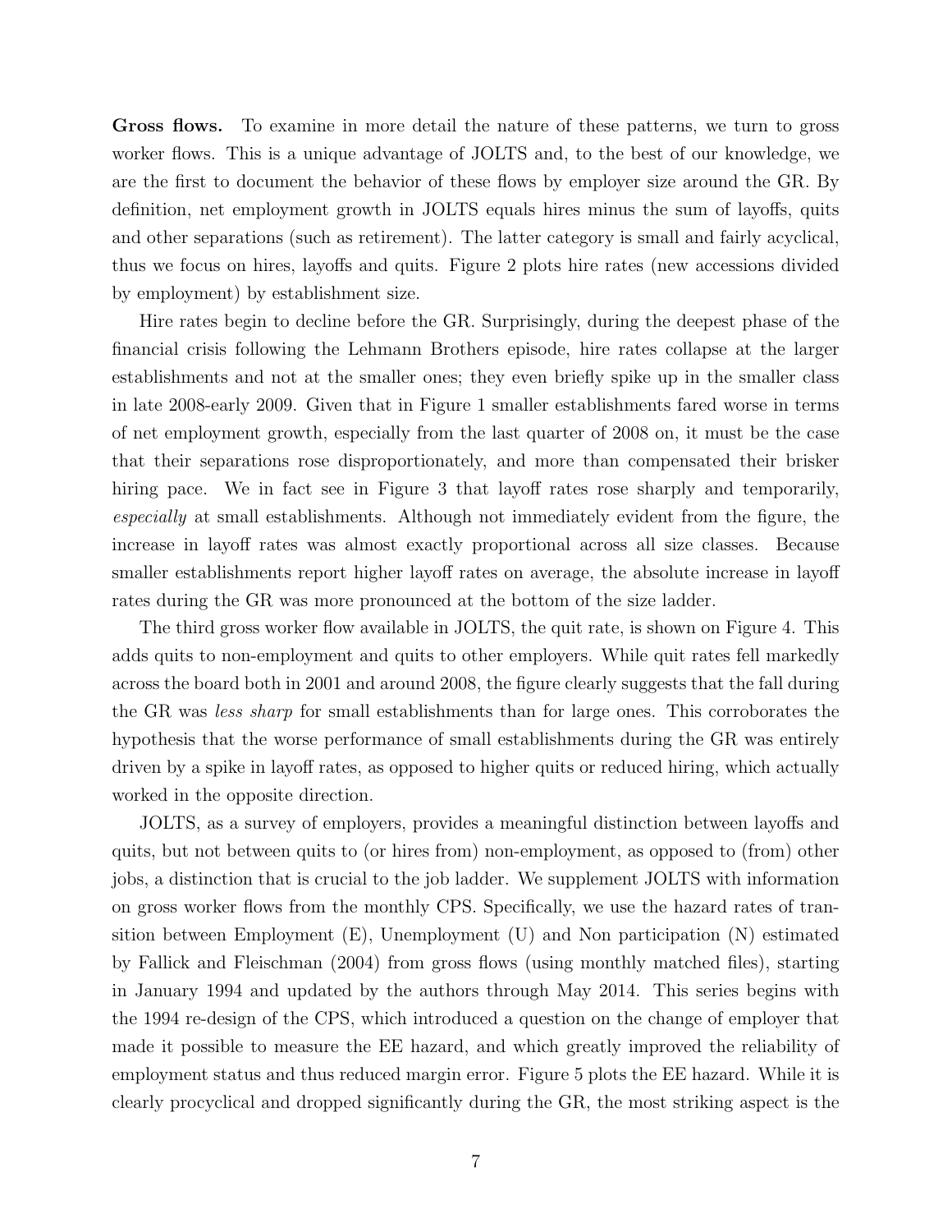**Gross flows.** To examine in more detail the nature of these patterns, we turn to gross worker flows. This is a unique advantage of JOLTS and, to the best of our knowledge, we are the first to document the behavior of these flows by employer size around the GR. By definition, net employment growth in JOLTS equals hires minus the sum of layoffs, quits and other separations (such as retirement). The latter category is small and fairly acyclical, thus we focus on hires, layoffs and quits. Figure 2 plots hire rates (new accessions divided by employment) by establishment size.

Hire rates begin to decline before the GR. Surprisingly, during the deepest phase of the financial crisis following the Lehmann Brothers episode, hire rates collapse at the larger establishments and not at the smaller ones; they even briefly spike up in the smaller class in late 2008-early 2009. Given that in Figure 1 smaller establishments fared worse in terms of net employment growth, especially from the last quarter of 2008 on, it must be the case that their separations rose disproportionately, and more than compensated their brisker hiring pace. We in fact see in Figure 3 that layoff rates rose sharply and temporarily, *especially* at small establishments. Although not immediately evident from the figure, the increase in layoff rates was almost exactly proportional across all size classes. Because smaller establishments report higher layoff rates on average, the absolute increase in layoff rates during the GR was more pronounced at the bottom of the size ladder.

The third gross worker flow available in JOLTS, the quit rate, is shown on Figure 4. This adds quits to non-employment and quits to other employers. While quit rates fell markedly across the board both in 2001 and around 2008, the figure clearly suggests that the fall during the GR was *less sharp* for small establishments than for large ones. This corroborates the hypothesis that the worse performance of small establishments during the GR was entirely driven by a spike in layoff rates, as opposed to higher quits or reduced hiring, which actually worked in the opposite direction.

JOLTS, as a survey of employers, provides a meaningful distinction between layoffs and quits, but not between quits to (or hires from) non-employment, as opposed to (from) other jobs, a distinction that is crucial to the job ladder. We supplement JOLTS with information on gross worker flows from the monthly CPS. Specifically, we use the hazard rates of transition between Employment (E), Unemployment (U) and Non participation (N) estimated by Fallick and Fleischman (2004) from gross flows (using monthly matched files), starting in January 1994 and updated by the authors through May 2014. This series begins with the 1994 re-design of the CPS, which introduced a question on the change of employer that made it possible to measure the EE hazard, and which greatly improved the reliability of employment status and thus reduced margin error. Figure 5 plots the EE hazard. While it is clearly procyclical and dropped significantly during the GR, the most striking aspect is the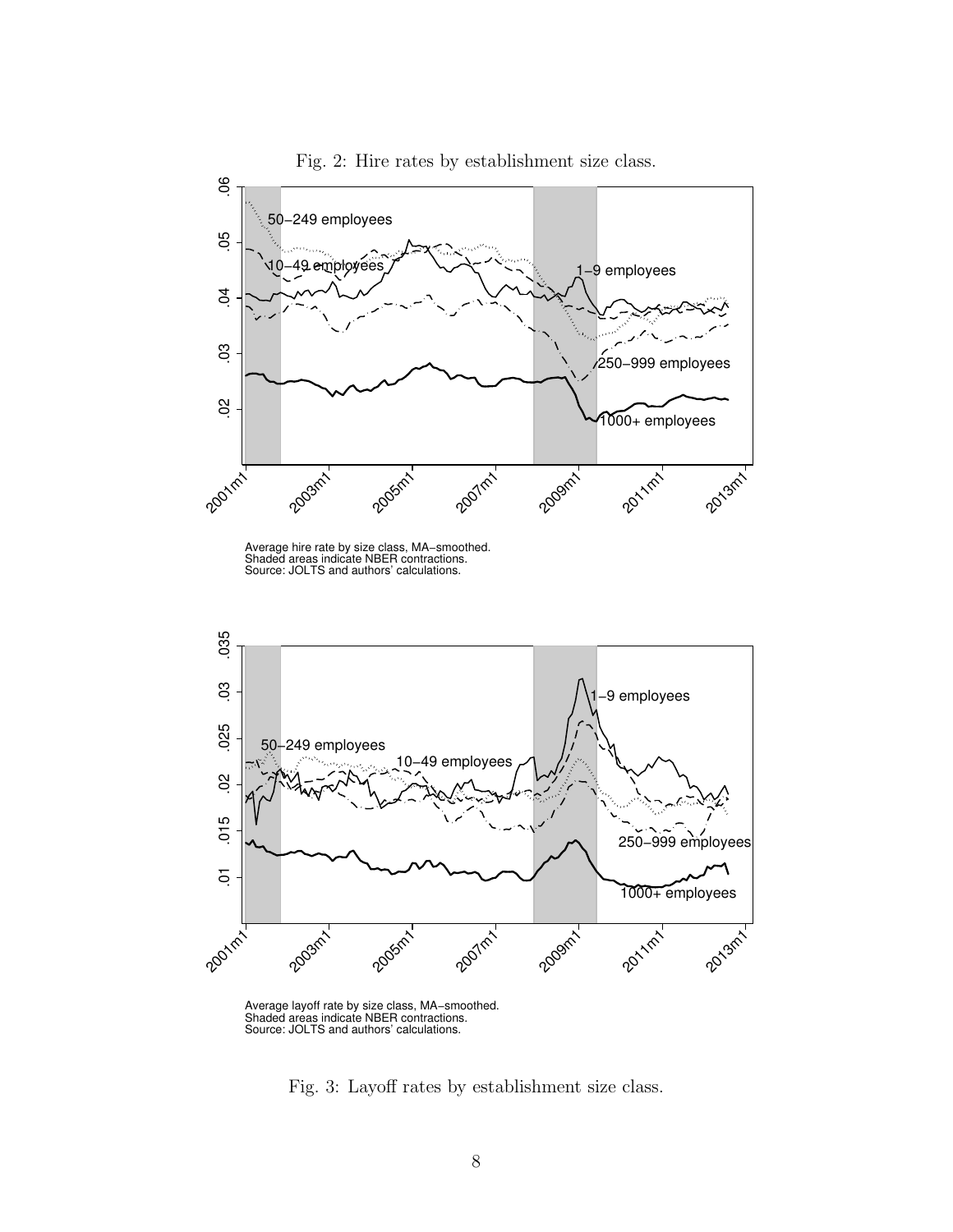Fig. 2: Hire rates by establishment size class.

Average hire rate by size class, MA−smoothed.
Shaded areas indicate NBER contractions.
Source: JOLTS and authors' calculations.

Average layoff rate by size class, MA−smoothed.
Shaded areas indicate NBER contractions.
Source: JOLTS and authors' calculations.

Fig. 3: Layoff rates by establishment size class.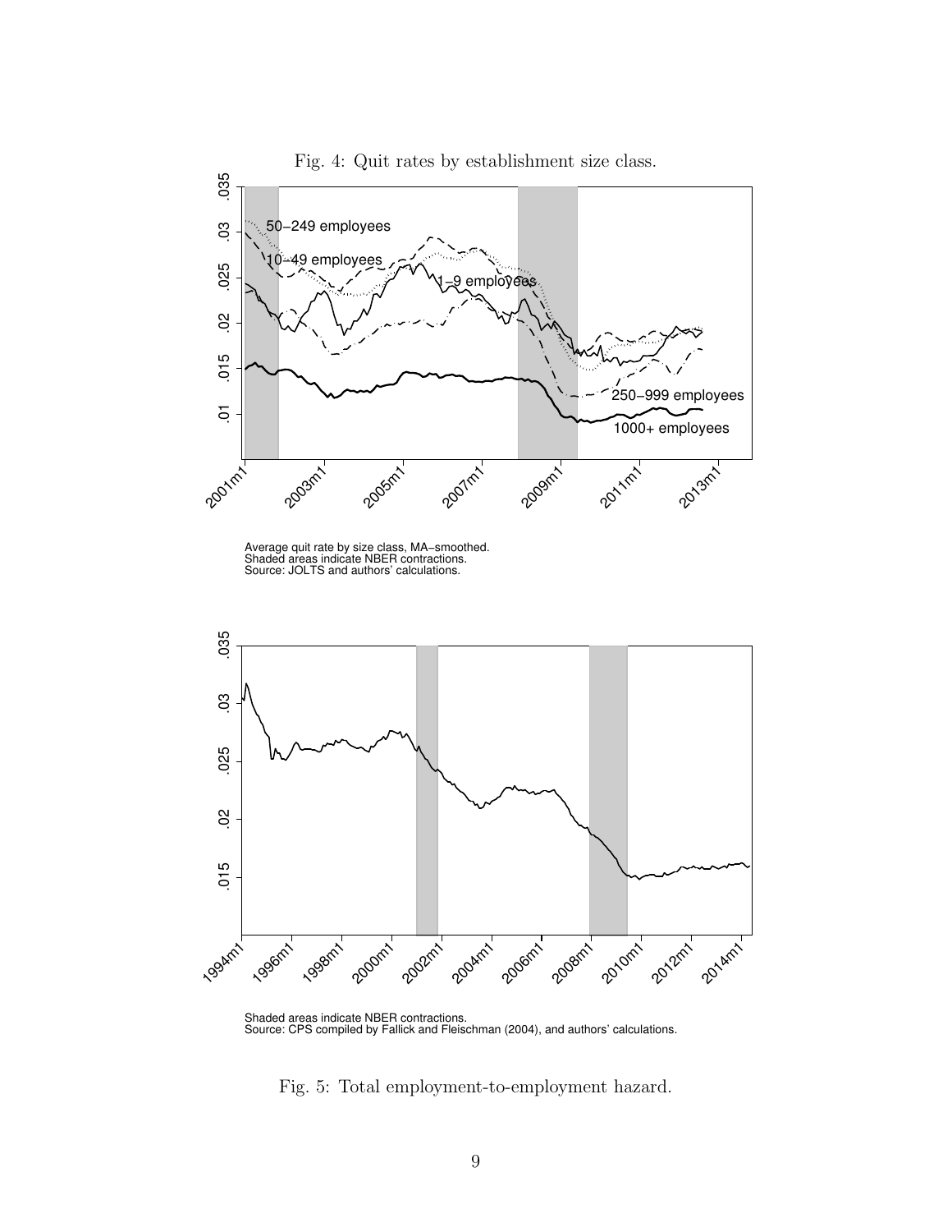Fig. 4: Quit rates by establishment size class.

Average quit rate by size class, MA−smoothed.
Shaded areas indicate NBER contractions.
Source: JOLTS and authors' calculations.

Shaded areas indicate NBER contractions.
Source: CPS compiled by Fallick and Fleischman (2004), and authors' calculations.

Fig. 5: Total employment-to-employment hazard.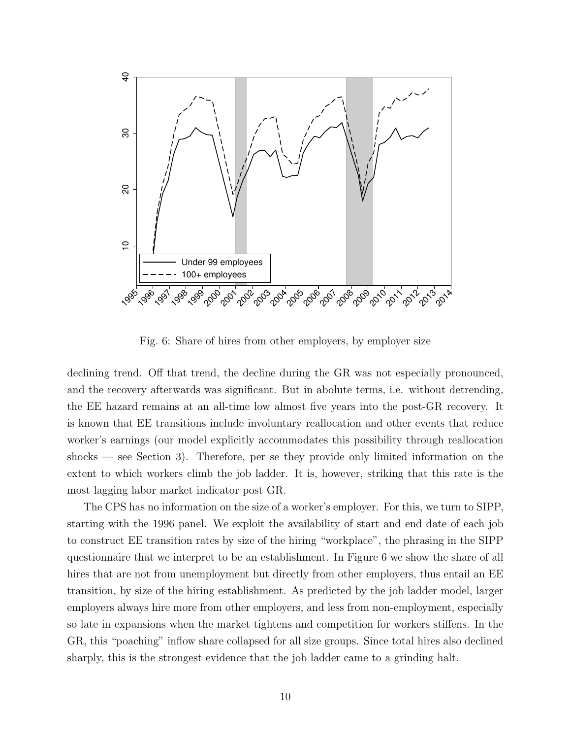Fig. 6: Share of hires from other employers, by employer size

declining trend. Off that trend, the decline during the GR was not especially pronounced, and the recovery afterwards was significant. But in abolute terms, i.e. without detrending, the EE hazard remains at an all-time low almost five years into the post-GR recovery. It is known that EE transitions include involuntary reallocation and other events that reduce worker's earnings (our model explicitly accommodates this possibility through reallocation shocks — see Section 3). Therefore, per se they provide only limited information on the extent to which workers climb the job ladder. It is, however, striking that this rate is the most lagging labor market indicator post GR.

The CPS has no information on the size of a worker's employer. For this, we turn to SIPP, starting with the 1996 panel. We exploit the availability of start and end date of each job to construct EE transition rates by size of the hiring "workplace", the phrasing in the SIPP questionnaire that we interpret to be an establishment. In Figure 6 we show the share of all hires that are not from unemployment but directly from other employers, thus entail an EE transition, by size of the hiring establishment. As predicted by the job ladder model, larger employers always hire more from other employers, and less from non-employment, especially so late in expansions when the market tightens and competition for workers stiffens. In the GR, this "poaching" inflow share collapsed for all size groups. Since total hires also declined sharply, this is the strongest evidence that the job ladder came to a grinding halt.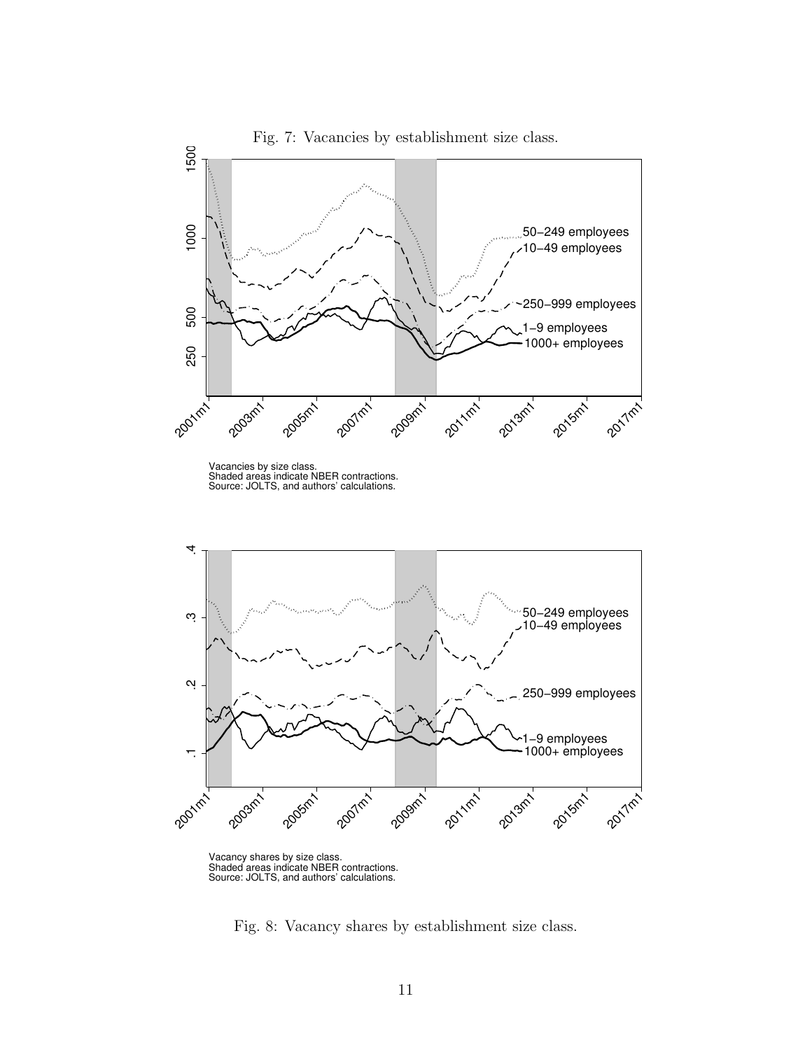Fig. 7: Vacancies by establishment size class.

Vacancies by size class.
Shaded areas indicate NBER contractions.
Source: JOLTS, and authors' calculations.

Vacancy shares by size class.
Shaded areas indicate NBER contractions.
Source: JOLTS, and authors' calculations.

Fig. 8: Vacancy shares by establishment size class.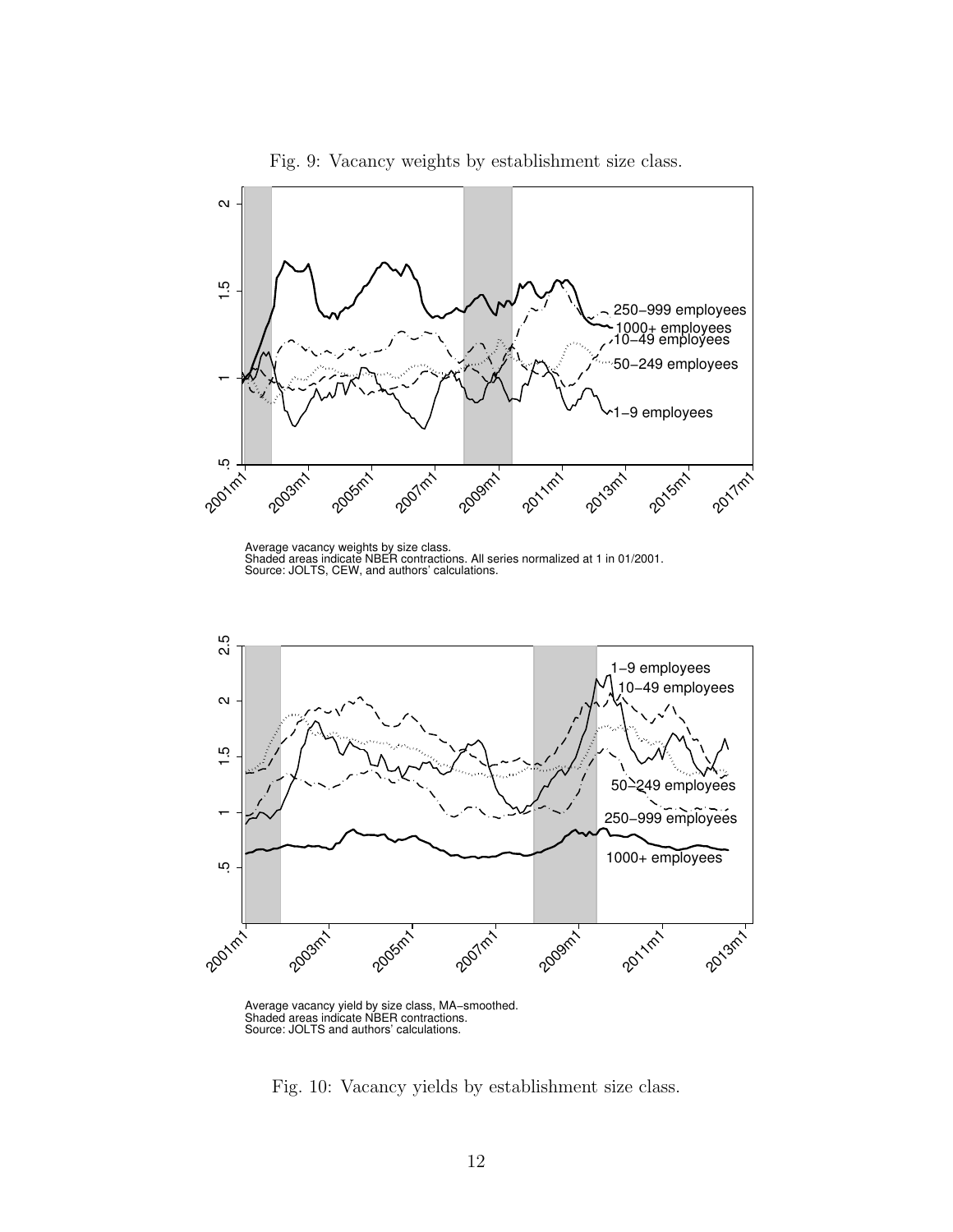Fig. 9: Vacancy weights by establishment size class.

Average vacancy weights by size class.
Shaded areas indicate NBER contractions. All series normalized at 1 in 01/2001.
Source: JOLTS, CEW, and authors' calculations.

Average vacancy yield by size class, MA−smoothed.
Shaded areas indicate NBER contractions.
Source: JOLTS and authors' calculations.

Fig. 10: Vacancy yields by establishment size class.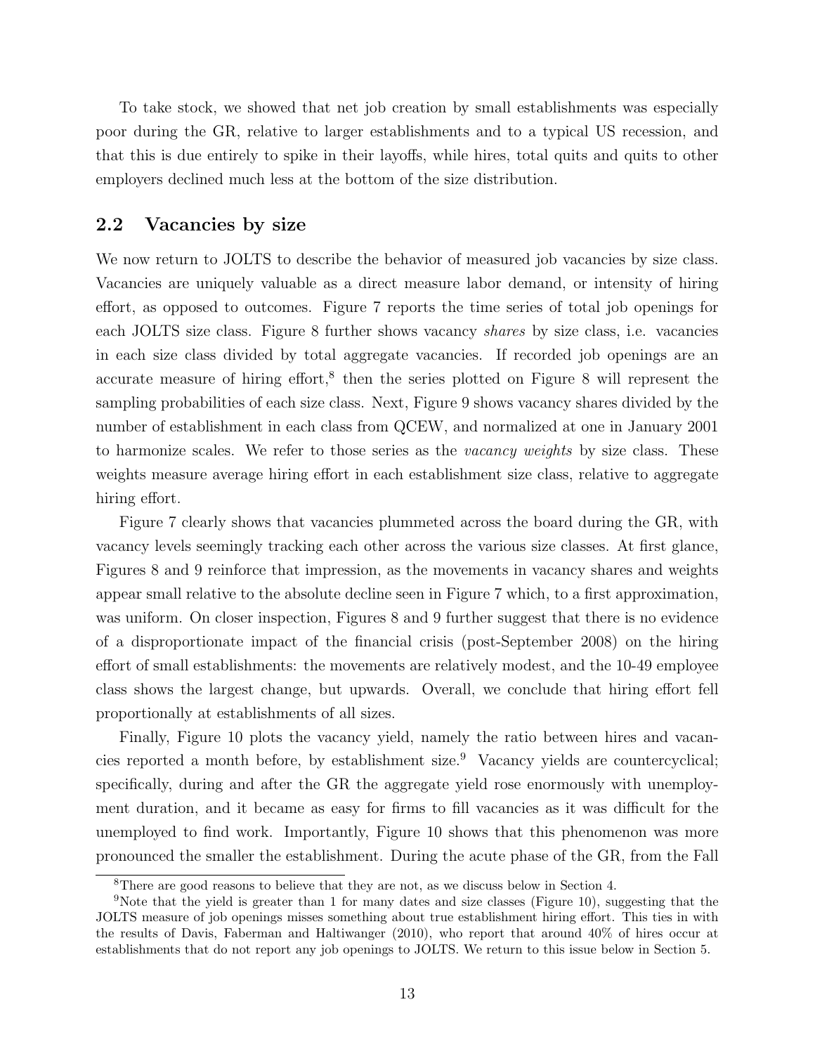To take stock, we showed that net job creation by small establishments was especially poor during the GR, relative to larger establishments and to a typical US recession, and that this is due entirely to spike in their layoffs, while hires, total quits and quits to other employers declined much less at the bottom of the size distribution.

## 2.2 Vacancies by size

We now return to JOLTS to describe the behavior of measured job vacancies by size class. Vacancies are uniquely valuable as a direct measure labor demand, or intensity of hiring effort, as opposed to outcomes. Figure 7 reports the time series of total job openings for each JOLTS size class. Figure 8 further shows vacancy *shares* by size class, i.e. vacancies in each size class divided by total aggregate vacancies. If recorded job openings are an accurate measure of hiring effort,[8] then the series plotted on Figure 8 will represent the sampling probabilities of each size class. Next, Figure 9 shows vacancy shares divided by the number of establishment in each class from QCEW, and normalized at one in January 2001 to harmonize scales. We refer to those series as the *vacancy weights* by size class. These weights measure average hiring effort in each establishment size class, relative to aggregate hiring effort.

Figure 7 clearly shows that vacancies plummeted across the board during the GR, with vacancy levels seemingly tracking each other across the various size classes. At first glance, Figures 8 and 9 reinforce that impression, as the movements in vacancy shares and weights appear small relative to the absolute decline seen in Figure 7 which, to a first approximation, was uniform. On closer inspection, Figures 8 and 9 further suggest that there is no evidence of a disproportionate impact of the financial crisis (post-September 2008) on the hiring effort of small establishments: the movements are relatively modest, and the 10-49 employee class shows the largest change, but upwards. Overall, we conclude that hiring effort fell proportionally at establishments of all sizes.

Finally, Figure 10 plots the vacancy yield, namely the ratio between hires and vacancies reported a month before, by establishment size.[9] Vacancy yields are countercyclical; specifically, during and after the GR the aggregate yield rose enormously with unemployment duration, and it became as easy for firms to fill vacancies as it was difficult for the unemployed to find work. Importantly, Figure 10 shows that this phenomenon was more pronounced the smaller the establishment. During the acute phase of the GR, from the Fall

[8] There are good reasons to believe that they are not, as we discuss below in Section 4.

[9] Note that the yield is greater than 1 for many dates and size classes (Figure 10), suggesting that the JOLTS measure of job openings misses something about true establishment hiring effort. This ties in with the results of Davis, Faberman and Haltiwanger (2010), who report that around 40% of hires occur at establishments that do not report any job openings to JOLTS. We return to this issue below in Section 5.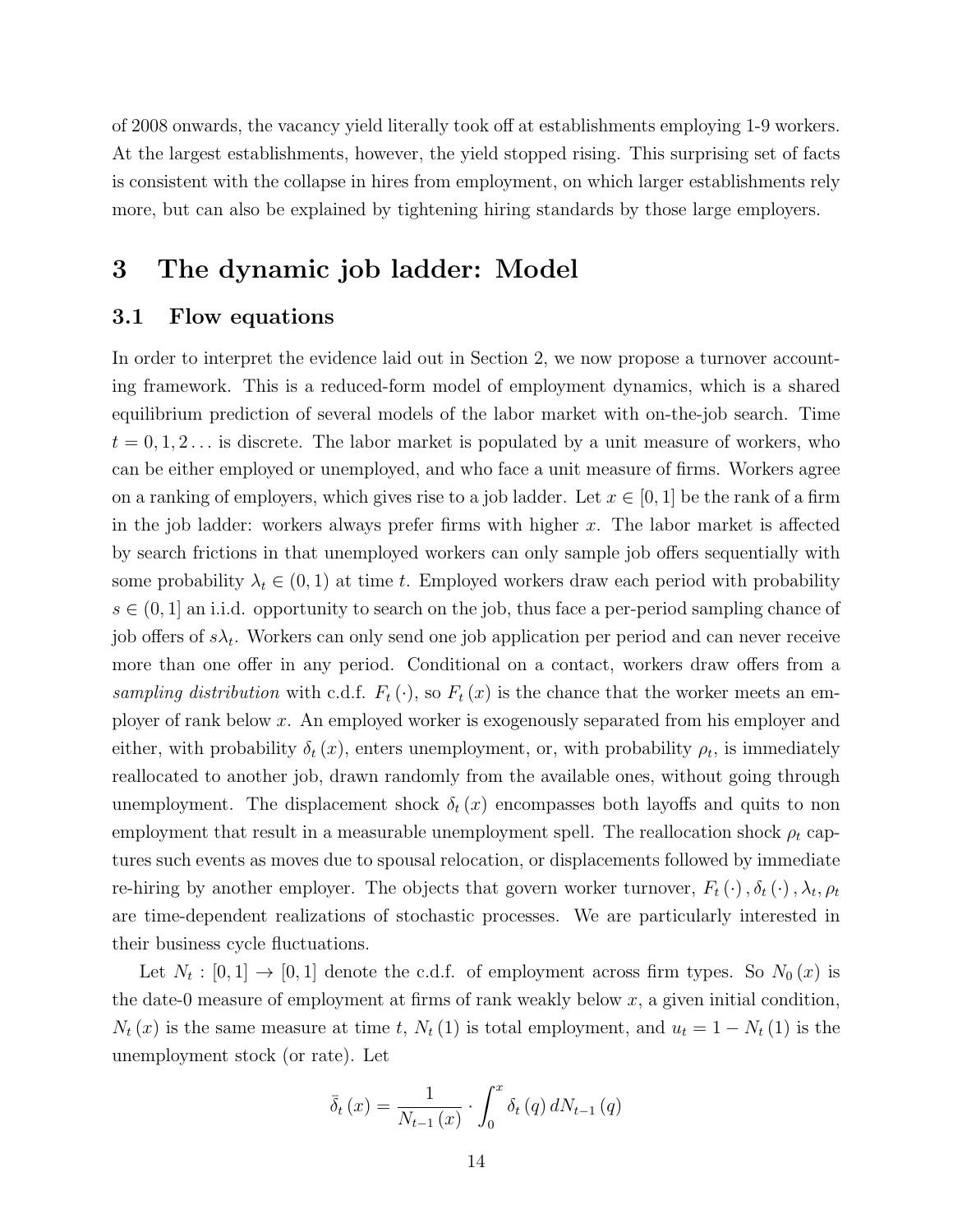of 2008 onwards, the vacancy yield literally took off at establishments employing 1-9 workers. At the largest establishments, however, the yield stopped rising. This surprising set of facts is consistent with the collapse in hires from employment, on which larger establishments rely more, but can also be explained by tightening hiring standards by those large employers.

# 3 The dynamic job ladder: Model

## 3.1 Flow equations

In order to interpret the evidence laid out in Section 2, we now propose a turnover accounting framework. This is a reduced-form model of employment dynamics, which is a shared equilibrium prediction of several models of the labor market with on-the-job search. Time $t = 0, 1, 2 \ldots$ is discrete. The labor market is populated by a unit measure of workers, who can be either employed or unemployed, and who face a unit measure of firms. Workers agree on a ranking of employers, which gives rise to a job ladder. Let $x \in [0, 1]$ be the rank of a firm in the job ladder: workers always prefer firms with higher $x$. The labor market is affected by search frictions in that unemployed workers can only sample job offers sequentially with some probability $\lambda_t \in (0, 1)$ at time $t$. Employed workers draw each period with probability $s \in (0, 1]$ an i.i.d. opportunity to search on the job, thus face a per-period sampling chance of job offers of $s\lambda_t$. Workers can only send one job application per period and can never receive more than one offer in any period. Conditional on a contact, workers draw offers from a *sampling distribution* with c.d.f. $F_t(\cdot)$, so $F_t(x)$ is the chance that the worker meets an employer of rank below $x$. An employed worker is exogenously separated from his employer and either, with probability $\delta_t(x)$, enters unemployment, or, with probability $\rho_t$, is immediately reallocated to another job, drawn randomly from the available ones, without going through unemployment. The displacement shock $\delta_t(x)$ encompasses both layoffs and quits to non employment that result in a measurable unemployment spell. The reallocation shock $\rho_t$ captures such events as moves due to spousal relocation, or displacements followed by immediate re-hiring by another employer. The objects that govern worker turnover, $F_t(\cdot), \delta_t(\cdot), \lambda_t, \rho_t$ are time-dependent realizations of stochastic processes. We are particularly interested in their business cycle fluctuations.

Let $N_t : [0, 1] \to [0, 1]$ denote the c.d.f. of employment across firm types. So $N_0(x)$ is the date-0 measure of employment at firms of rank weakly below $x$, a given initial condition, $N_t(x)$ is the same measure at time $t$, $N_t(1)$ is total employment, and $u_t = 1 - N_t(1)$ is the unemployment stock (or rate). Let

$$\bar{\delta}_t(x) = \frac{1}{N_{t-1}(x)} \cdot \int_0^x \delta_t(q) \, dN_{t-1}(q)$$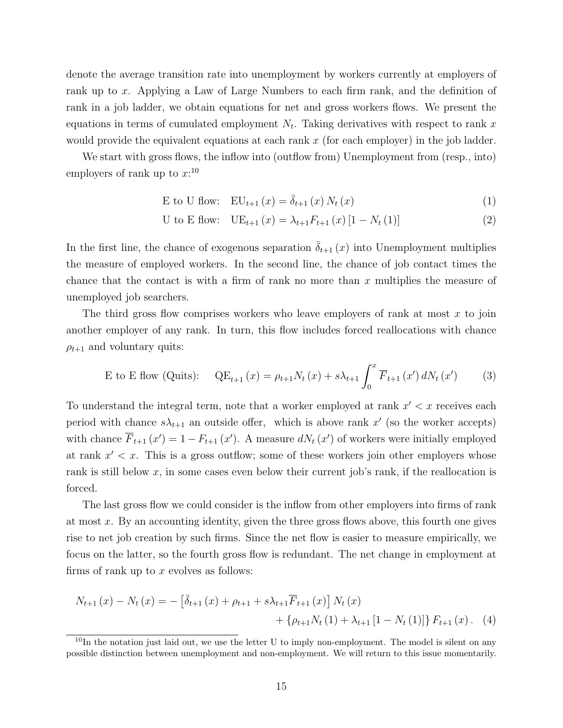denote the average transition rate into unemployment by workers currently at employers of rank up to $x$. Applying a Law of Large Numbers to each firm rank, and the definition of rank in a job ladder, we obtain equations for net and gross workers flows. We present the equations in terms of cumulated employment $N_t$. Taking derivatives with respect to rank $x$ would provide the equivalent equations at each rank $x$ (for each employer) in the job ladder.

We start with gross flows, the inflow into (outflow from) Unemployment from (resp., into) employers of rank up to $x$:[10]

$$\text{E to U flow:} \quad \mathrm{EU}_{t+1}(x) = \bar{\delta}_{t+1}(x) N_t(x) \tag{1}$$

$$\text{U to E flow:} \quad \mathrm{UE}_{t+1}(x) = \lambda_{t+1} F_{t+1}(x) [1 - N_t(1)] \tag{2}$$

In the first line, the chance of exogenous separation $\bar{\delta}_{t+1}(x)$ into Unemployment multiplies the measure of employed workers. In the second line, the chance of job contact times the chance that the contact is with a firm of rank no more than $x$ multiplies the measure of unemployed job searchers.

The third gross flow comprises workers who leave employers of rank at most $x$ to join another employer of any rank. In turn, this flow includes forced reallocations with chance $\rho_{t+1}$ and voluntary quits:

$$\text{E to E flow (Quits):} \quad \mathrm{QE}_{t+1}(x) = \rho_{t+1} N_t(x) + s\lambda_{t+1} \int_0^x \overline{F}_{t+1}(x')\, dN_t(x') \tag{3}$$

To understand the integral term, note that a worker employed at rank $x' < x$ receives each period with chance $s\lambda_{t+1}$ an outside offer, which is above rank $x'$ (so the worker accepts) with chance $\overline{F}_{t+1}(x') = 1 - F_{t+1}(x')$. A measure $dN_t(x')$ of workers were initially employed at rank $x' < x$. This is a gross outflow; some of these workers join other employers whose rank is still below $x$, in some cases even below their current job's rank, if the reallocation is forced.

The last gross flow we could consider is the inflow from other employers into firms of rank at most $x$. By an accounting identity, given the three gross flows above, this fourth one gives rise to net job creation by such firms. Since the net flow is easier to measure empirically, we focus on the latter, so the fourth gross flow is redundant. The net change in employment at firms of rank up to $x$ evolves as follows:

$$\begin{aligned} N_{t+1}(x) - N_t(x) = &- \left[\bar{\delta}_{t+1}(x) + \rho_{t+1} + s\lambda_{t+1}\overline{F}_{t+1}(x)\right] N_t(x) \\ &+ \left\{\rho_{t+1} N_t(1) + \lambda_{t+1}[1 - N_t(1)]\right\} F_{t+1}(x). \end{aligned} \tag{4}$$

[10] In the notation just laid out, we use the letter U to imply non-employment. The model is silent on any possible distinction between unemployment and non-employment. We will return to this issue momentarily.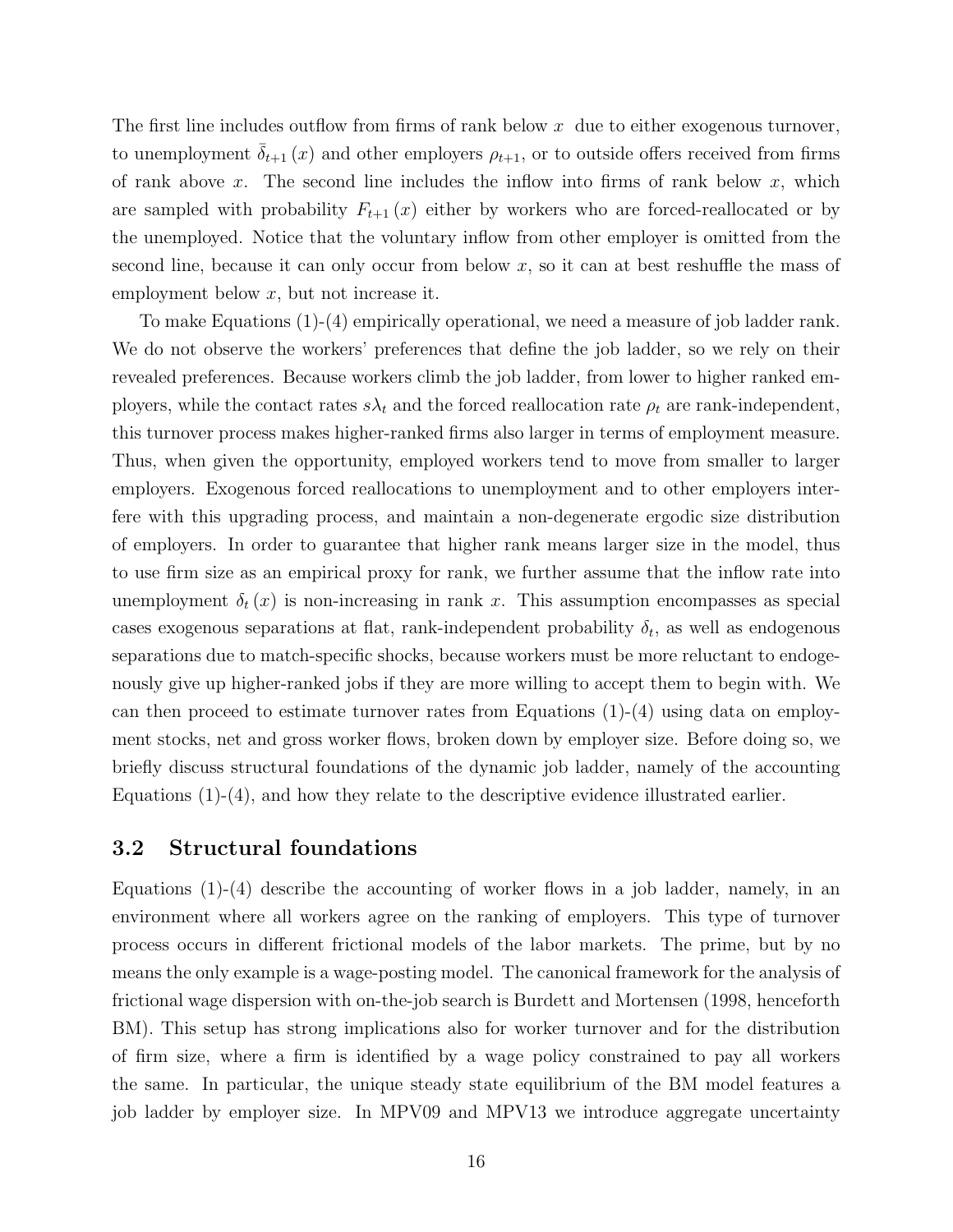The first line includes outflow from firms of rank below $x$ due to either exogenous turnover, to unemployment $\bar{\delta}_{t+1}(x)$ and other employers $\rho_{t+1}$, or to outside offers received from firms of rank above $x$. The second line includes the inflow into firms of rank below $x$, which are sampled with probability $F_{t+1}(x)$ either by workers who are forced-reallocated or by the unemployed. Notice that the voluntary inflow from other employer is omitted from the second line, because it can only occur from below $x$, so it can at best reshuffle the mass of employment below $x$, but not increase it.

To make Equations (1)-(4) empirically operational, we need a measure of job ladder rank. We do not observe the workers' preferences that define the job ladder, so we rely on their revealed preferences. Because workers climb the job ladder, from lower to higher ranked employers, while the contact rates $s\lambda_t$ and the forced reallocation rate $\rho_t$ are rank-independent, this turnover process makes higher-ranked firms also larger in terms of employment measure. Thus, when given the opportunity, employed workers tend to move from smaller to larger employers. Exogenous forced reallocations to unemployment and to other employers interfere with this upgrading process, and maintain a non-degenerate ergodic size distribution of employers. In order to guarantee that higher rank means larger size in the model, thus to use firm size as an empirical proxy for rank, we further assume that the inflow rate into unemployment $\delta_t(x)$ is non-increasing in rank $x$. This assumption encompasses as special cases exogenous separations at flat, rank-independent probability $\delta_t$, as well as endogenous separations due to match-specific shocks, because workers must be more reluctant to endogenously give up higher-ranked jobs if they are more willing to accept them to begin with. We can then proceed to estimate turnover rates from Equations (1)-(4) using data on employment stocks, net and gross worker flows, broken down by employer size. Before doing so, we briefly discuss structural foundations of the dynamic job ladder, namely of the accounting Equations (1)-(4), and how they relate to the descriptive evidence illustrated earlier.

## 3.2 Structural foundations

Equations (1)-(4) describe the accounting of worker flows in a job ladder, namely, in an environment where all workers agree on the ranking of employers. This type of turnover process occurs in different frictional models of the labor markets. The prime, but by no means the only example is a wage-posting model. The canonical framework for the analysis of frictional wage dispersion with on-the-job search is Burdett and Mortensen (1998, henceforth BM). This setup has strong implications also for worker turnover and for the distribution of firm size, where a firm is identified by a wage policy constrained to pay all workers the same. In particular, the unique steady state equilibrium of the BM model features a job ladder by employer size. In MPV09 and MPV13 we introduce aggregate uncertainty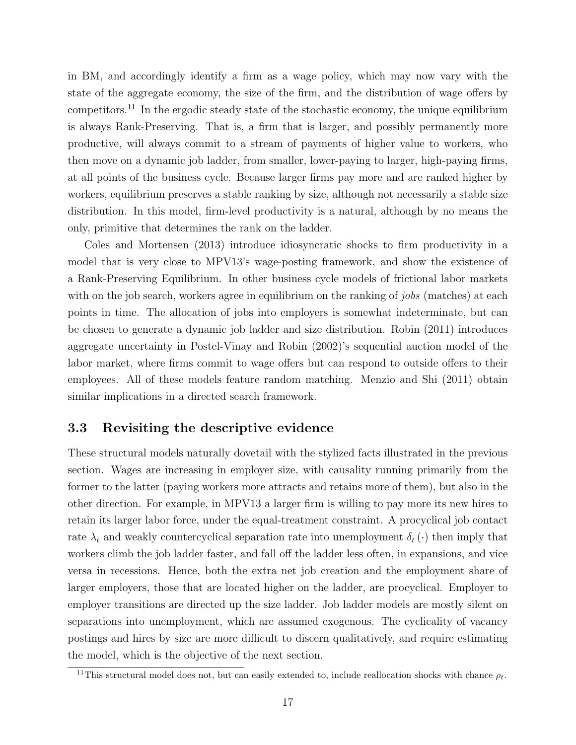in BM, and accordingly identify a firm as a wage policy, which may now vary with the state of the aggregate economy, the size of the firm, and the distribution of wage offers by competitors.[11] In the ergodic steady state of the stochastic economy, the unique equilibrium is always Rank-Preserving. That is, a firm that is larger, and possibly permanently more productive, will always commit to a stream of payments of higher value to workers, who then move on a dynamic job ladder, from smaller, lower-paying to larger, high-paying firms, at all points of the business cycle. Because larger firms pay more and are ranked higher by workers, equilibrium preserves a stable ranking by size, although not necessarily a stable size distribution. In this model, firm-level productivity is a natural, although by no means the only, primitive that determines the rank on the ladder.

Coles and Mortensen (2013) introduce idiosyncratic shocks to firm productivity in a model that is very close to MPV13's wage-posting framework, and show the existence of a Rank-Preserving Equilibrium. In other business cycle models of frictional labor markets with on the job search, workers agree in equilibrium on the ranking of *jobs* (matches) at each points in time. The allocation of jobs into employers is somewhat indeterminate, but can be chosen to generate a dynamic job ladder and size distribution. Robin (2011) introduces aggregate uncertainty in Postel-Vinay and Robin (2002)'s sequential auction model of the labor market, where firms commit to wage offers but can respond to outside offers to their employees. All of these models feature random matching. Menzio and Shi (2011) obtain similar implications in a directed search framework.

### 3.3 Revisiting the descriptive evidence

These structural models naturally dovetail with the stylized facts illustrated in the previous section. Wages are increasing in employer size, with causality running primarily from the former to the latter (paying workers more attracts and retains more of them), but also in the other direction. For example, in MPV13 a larger firm is willing to pay more its new hires to retain its larger labor force, under the equal-treatment constraint. A procyclical job contact rate $\lambda_t$ and weakly countercyclical separation rate into unemployment $\delta_t(\cdot)$ then imply that workers climb the job ladder faster, and fall off the ladder less often, in expansions, and vice versa in recessions. Hence, both the extra net job creation and the employment share of larger employers, those that are located higher on the ladder, are procyclical. Employer to employer transitions are directed up the size ladder. Job ladder models are mostly silent on separations into unemployment, which are assumed exogenous. The cyclicality of vacancy postings and hires by size are more difficult to discern qualitatively, and require estimating the model, which is the objective of the next section.

[11] This structural model does not, but can easily extended to, include reallocation shocks with chance $\rho_t$.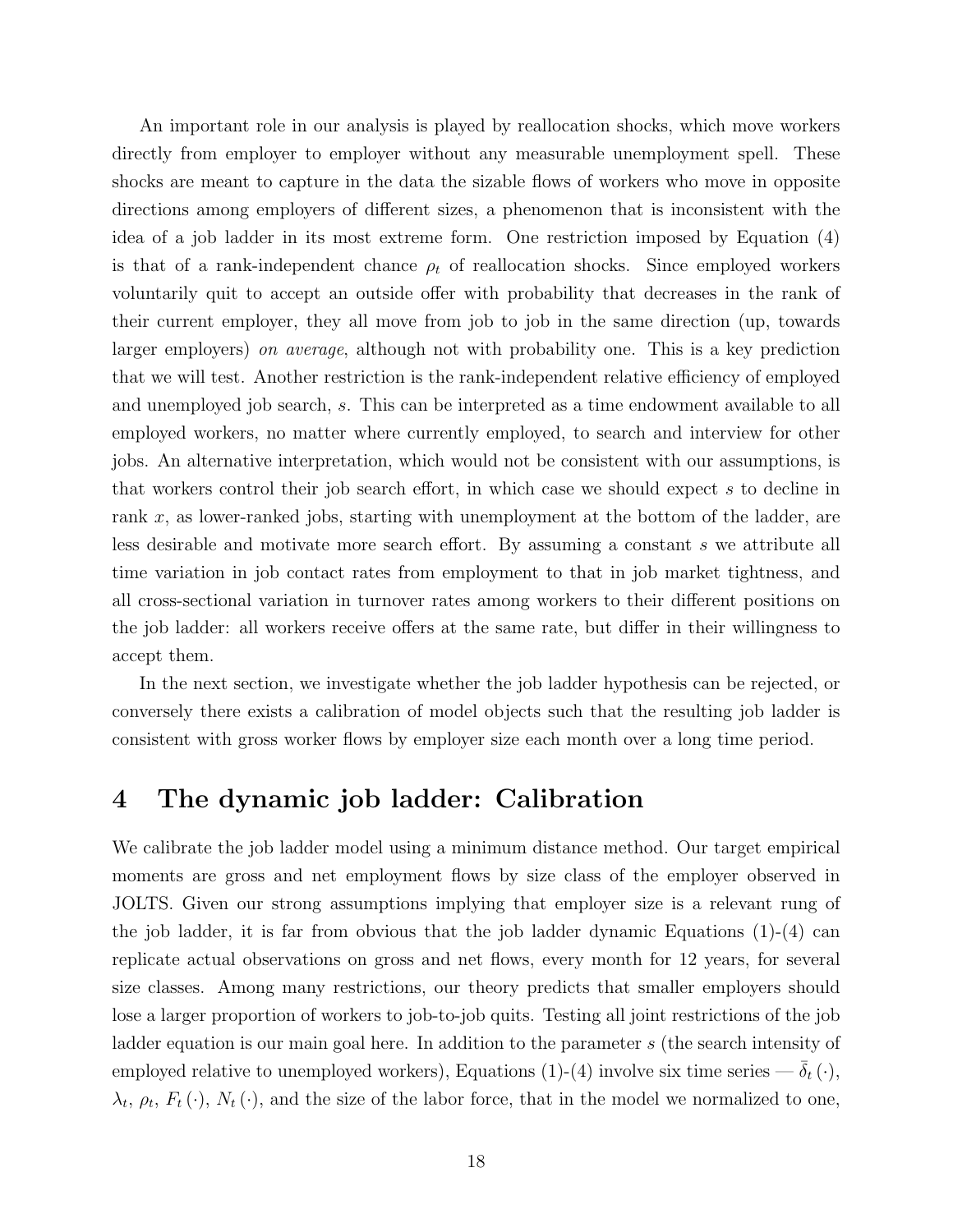An important role in our analysis is played by reallocation shocks, which move workers directly from employer to employer without any measurable unemployment spell. These shocks are meant to capture in the data the sizable flows of workers who move in opposite directions among employers of different sizes, a phenomenon that is inconsistent with the idea of a job ladder in its most extreme form. One restriction imposed by Equation (4) is that of a rank-independent chance $\rho_t$ of reallocation shocks. Since employed workers voluntarily quit to accept an outside offer with probability that decreases in the rank of their current employer, they all move from job to job in the same direction (up, towards larger employers) *on average*, although not with probability one. This is a key prediction that we will test. Another restriction is the rank-independent relative efficiency of employed and unemployed job search, $s$. This can be interpreted as a time endowment available to all employed workers, no matter where currently employed, to search and interview for other jobs. An alternative interpretation, which would not be consistent with our assumptions, is that workers control their job search effort, in which case we should expect $s$ to decline in rank $x$, as lower-ranked jobs, starting with unemployment at the bottom of the ladder, are less desirable and motivate more search effort. By assuming a constant $s$ we attribute all time variation in job contact rates from employment to that in job market tightness, and all cross-sectional variation in turnover rates among workers to their different positions on the job ladder: all workers receive offers at the same rate, but differ in their willingness to accept them.

In the next section, we investigate whether the job ladder hypothesis can be rejected, or conversely there exists a calibration of model objects such that the resulting job ladder is consistent with gross worker flows by employer size each month over a long time period.

# 4 The dynamic job ladder: Calibration

We calibrate the job ladder model using a minimum distance method. Our target empirical moments are gross and net employment flows by size class of the employer observed in JOLTS. Given our strong assumptions implying that employer size is a relevant rung of the job ladder, it is far from obvious that the job ladder dynamic Equations (1)-(4) can replicate actual observations on gross and net flows, every month for 12 years, for several size classes. Among many restrictions, our theory predicts that smaller employers should lose a larger proportion of workers to job-to-job quits. Testing all joint restrictions of the job ladder equation is our main goal here. In addition to the parameter $s$ (the search intensity of employed relative to unemployed workers), Equations (1)-(4) involve six time series — $\bar{\delta}_t(\cdot)$, $\lambda_t$, $\rho_t$, $F_t(\cdot)$, $N_t(\cdot)$, and the size of the labor force, that in the model we normalized to one,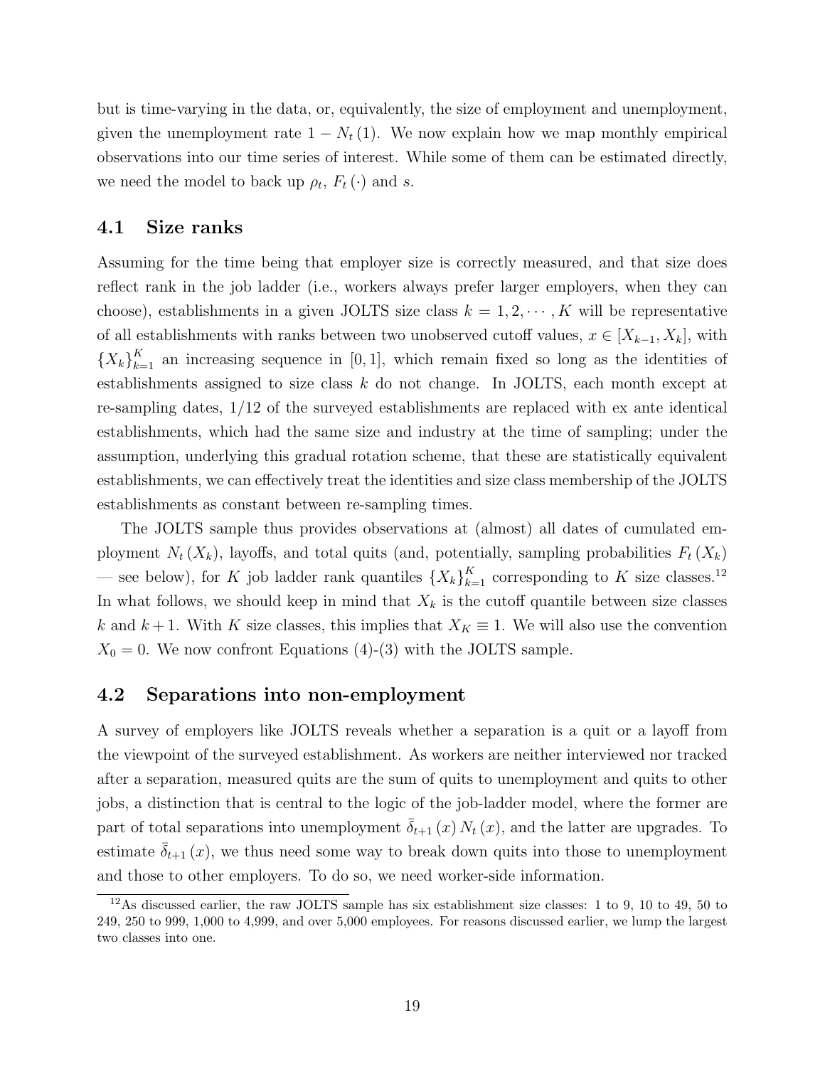but is time-varying in the data, or, equivalently, the size of employment and unemployment, given the unemployment rate $1 - N_t(1)$. We now explain how we map monthly empirical observations into our time series of interest. While some of them can be estimated directly, we need the model to back up $\rho_t$, $F_t(\cdot)$ and $s$.

## 4.1 Size ranks

Assuming for the time being that employer size is correctly measured, and that size does reflect rank in the job ladder (i.e., workers always prefer larger employers, when they can choose), establishments in a given JOLTS size class $k = 1, 2, \cdots, K$ will be representative of all establishments with ranks between two unobserved cutoff values, $x \in [X_{k-1}, X_k]$, with $\{X_k\}_{k=1}^K$ an increasing sequence in $[0, 1]$, which remain fixed so long as the identities of establishments assigned to size class $k$ do not change. In JOLTS, each month except at re-sampling dates, 1/12 of the surveyed establishments are replaced with ex ante identical establishments, which had the same size and industry at the time of sampling; under the assumption, underlying this gradual rotation scheme, that these are statistically equivalent establishments, we can effectively treat the identities and size class membership of the JOLTS establishments as constant between re-sampling times.

The JOLTS sample thus provides observations at (almost) all dates of cumulated employment $N_t(X_k)$, layoffs, and total quits (and, potentially, sampling probabilities $F_t(X_k)$ — see below), for $K$ job ladder rank quantiles $\{X_k\}_{k=1}^K$ corresponding to $K$ size classes.[12] In what follows, we should keep in mind that $X_k$ is the cutoff quantile between size classes $k$ and $k+1$. With $K$ size classes, this implies that $X_K \equiv 1$. We will also use the convention $X_0 = 0$. We now confront Equations (4)-(3) with the JOLTS sample.

## 4.2 Separations into non-employment

A survey of employers like JOLTS reveals whether a separation is a quit or a layoff from the viewpoint of the surveyed establishment. As workers are neither interviewed nor tracked after a separation, measured quits are the sum of quits to unemployment and quits to other jobs, a distinction that is central to the logic of the job-ladder model, where the former are part of total separations into unemployment $\bar{\delta}_{t+1}(x) N_t(x)$, and the latter are upgrades. To estimate $\bar{\delta}_{t+1}(x)$, we thus need some way to break down quits into those to unemployment and those to other employers. To do so, we need worker-side information.

[12] As discussed earlier, the raw JOLTS sample has six establishment size classes: 1 to 9, 10 to 49, 50 to 249, 250 to 999, 1,000 to 4,999, and over 5,000 employees. For reasons discussed earlier, we lump the largest two classes into one.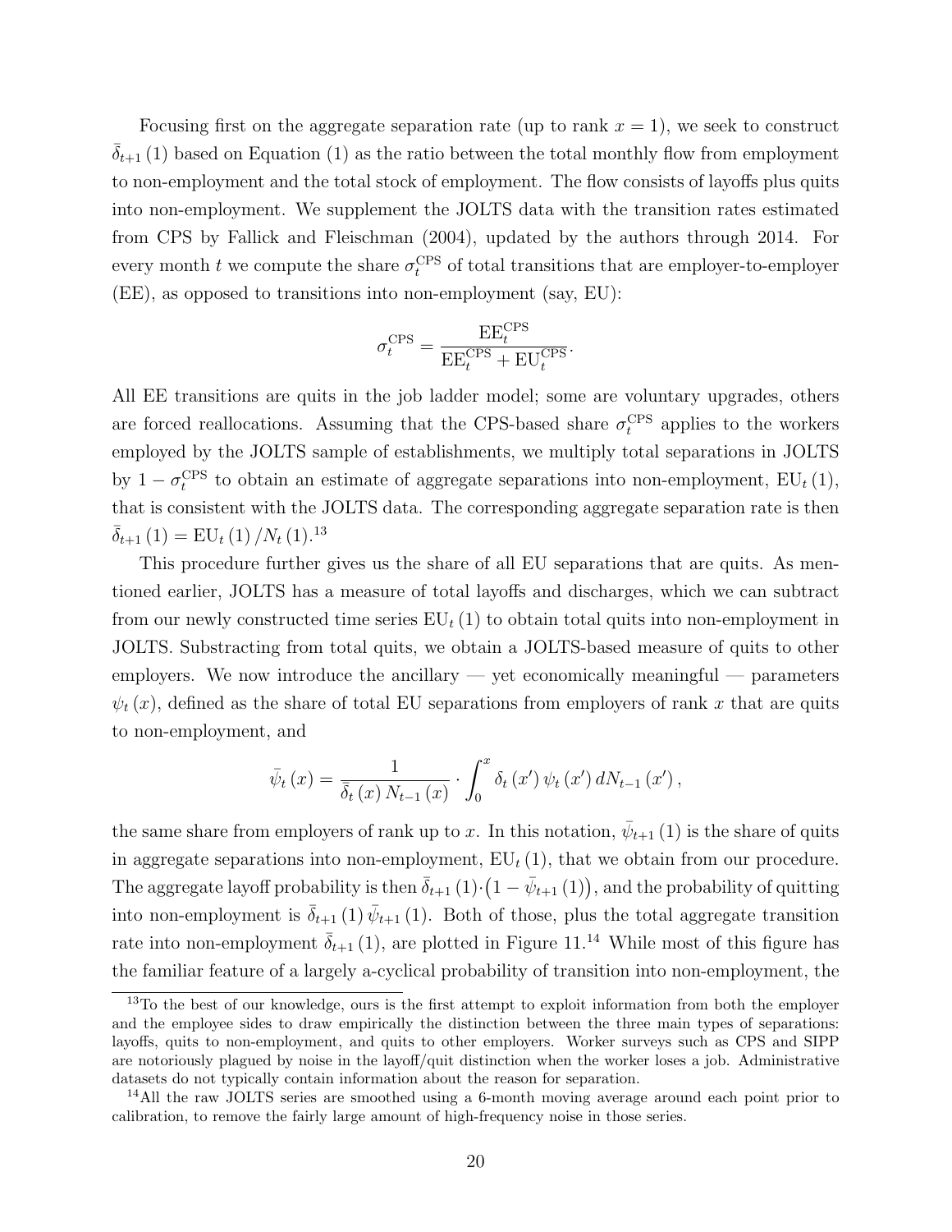Focusing first on the aggregate separation rate (up to rank $x = 1$), we seek to construct $\bar{\delta}_{t+1}(1)$ based on Equation (1) as the ratio between the total monthly flow from employment to non-employment and the total stock of employment. The flow consists of layoffs plus quits into non-employment. We supplement the JOLTS data with the transition rates estimated from CPS by Fallick and Fleischman (2004), updated by the authors through 2014. For every month $t$ we compute the share $\sigma_t^{\text{CPS}}$ of total transitions that are employer-to-employer (EE), as opposed to transitions into non-employment (say, EU):

$$\sigma_t^{\text{CPS}} = \frac{\text{EE}_t^{\text{CPS}}}{\text{EE}_t^{\text{CPS}} + \text{EU}_t^{\text{CPS}}}.$$

All EE transitions are quits in the job ladder model; some are voluntary upgrades, others are forced reallocations. Assuming that the CPS-based share $\sigma_t^{\text{CPS}}$ applies to the workers employed by the JOLTS sample of establishments, we multiply total separations in JOLTS by $1 - \sigma_t^{\text{CPS}}$ to obtain an estimate of aggregate separations into non-employment, $\text{EU}_t(1)$, that is consistent with the JOLTS data. The corresponding aggregate separation rate is then $\bar{\delta}_{t+1}(1) = \text{EU}_t(1) / N_t(1)$.[13]

This procedure further gives us the share of all EU separations that are quits. As mentioned earlier, JOLTS has a measure of total layoffs and discharges, which we can subtract from our newly constructed time series $\text{EU}_t(1)$ to obtain total quits into non-employment in JOLTS. Substracting from total quits, we obtain a JOLTS-based measure of quits to other employers. We now introduce the ancillary — yet economically meaningful — parameters $\psi_t(x)$, defined as the share of total EU separations from employers of rank $x$ that are quits to non-employment, and

$$\bar{\psi}_t(x) = \frac{1}{\bar{\delta}_t(x) N_{t-1}(x)} \cdot \int_0^x \delta_t(x') \psi_t(x') \, dN_{t-1}(x'),$$

the same share from employers of rank up to $x$. In this notation, $\bar{\psi}_{t+1}(1)$ is the share of quits in aggregate separations into non-employment, $\text{EU}_t(1)$, that we obtain from our procedure. The aggregate layoff probability is then $\bar{\delta}_{t+1}(1) \cdot \left(1 - \bar{\psi}_{t+1}(1)\right)$, and the probability of quitting into non-employment is $\bar{\delta}_{t+1}(1) \bar{\psi}_{t+1}(1)$. Both of those, plus the total aggregate transition rate into non-employment $\bar{\delta}_{t+1}(1)$, are plotted in Figure 11.[14] While most of this figure has the familiar feature of a largely a-cyclical probability of transition into non-employment, the

[13] To the best of our knowledge, ours is the first attempt to exploit information from both the employer and the employee sides to draw empirically the distinction between the three main types of separations: layoffs, quits to non-employment, and quits to other employers. Worker surveys such as CPS and SIPP are notoriously plagued by noise in the layoff/quit distinction when the worker loses a job. Administrative datasets do not typically contain information about the reason for separation.

[14] All the raw JOLTS series are smoothed using a 6-month moving average around each point prior to calibration, to remove the fairly large amount of high-frequency noise in those series.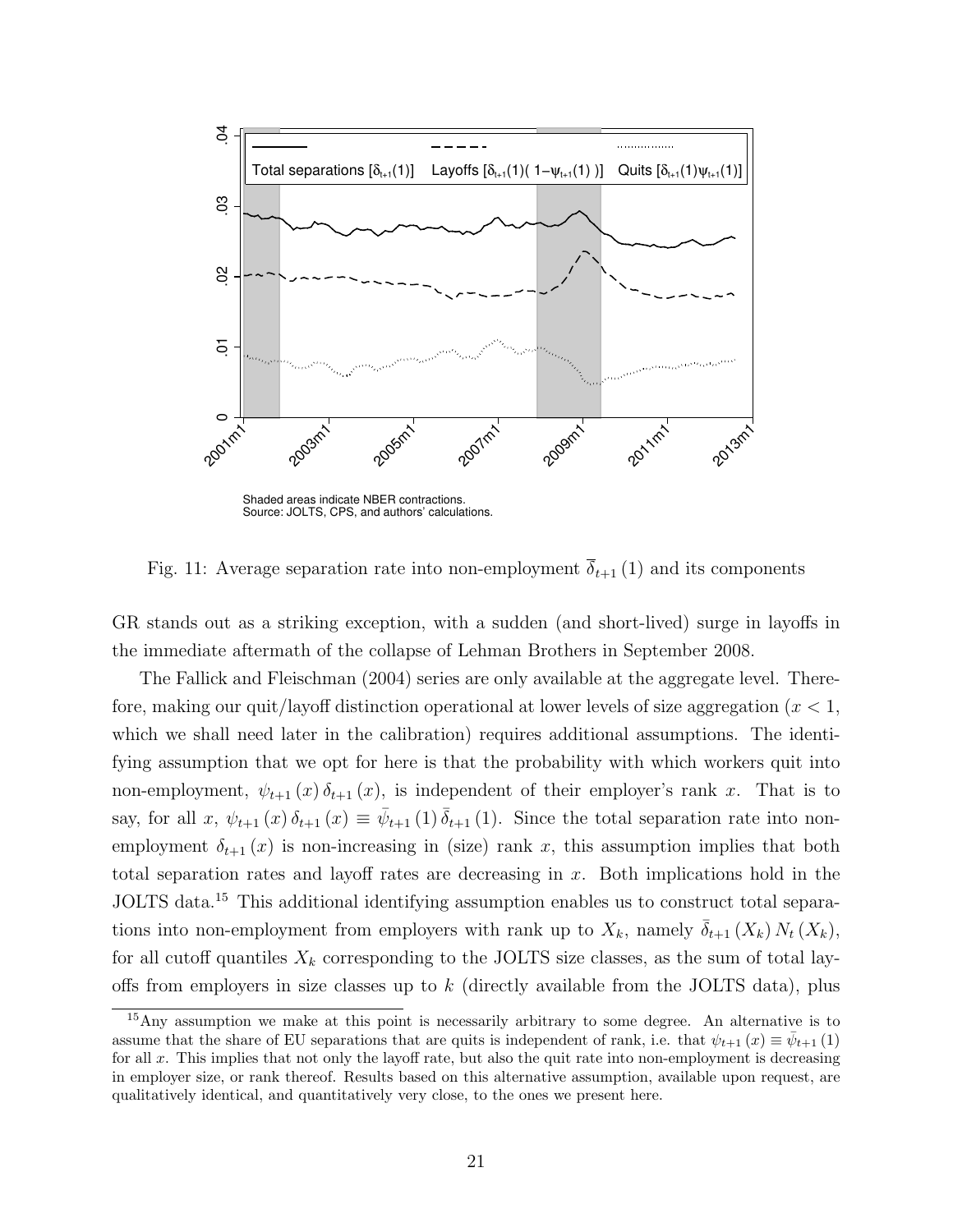Shaded areas indicate NBER contractions.
Source: JOLTS, CPS, and authors' calculations.

Fig. 11: Average separation rate into non-employment $\overline{\delta}_{t+1}(1)$ and its components

GR stands out as a striking exception, with a sudden (and short-lived) surge in layoffs in the immediate aftermath of the collapse of Lehman Brothers in September 2008.

The Fallick and Fleischman (2004) series are only available at the aggregate level. Therefore, making our quit/layoff distinction operational at lower levels of size aggregation ($x < 1$, which we shall need later in the calibration) requires additional assumptions. The identifying assumption that we opt for here is that the probability with which workers quit into non-employment, $\psi_{t+1}(x)\delta_{t+1}(x)$, is independent of their employer's rank $x$. That is to say, for all $x$, $\psi_{t+1}(x)\delta_{t+1}(x) \equiv \bar{\psi}_{t+1}(1)\bar{\delta}_{t+1}(1)$. Since the total separation rate into non-employment $\delta_{t+1}(x)$ is non-increasing in (size) rank $x$, this assumption implies that both total separation rates and layoff rates are decreasing in $x$. Both implications hold in the JOLTS data.[15] This additional identifying assumption enables us to construct total separations into non-employment from employers with rank up to $X_k$, namely $\bar{\delta}_{t+1}(X_k)N_t(X_k)$, for all cutoff quantiles $X_k$ corresponding to the JOLTS size classes, as the sum of total layoffs from employers in size classes up to $k$ (directly available from the JOLTS data), plus

[15] Any assumption we make at this point is necessarily arbitrary to some degree. An alternative is to assume that the share of EU separations that are quits is independent of rank, i.e. that $\psi_{t+1}(x) \equiv \bar{\psi}_{t+1}(1)$ for all $x$. This implies that not only the layoff rate, but also the quit rate into non-employment is decreasing in employer size, or rank thereof. Results based on this alternative assumption, available upon request, are qualitatively identical, and quantitatively very close, to the ones we present here.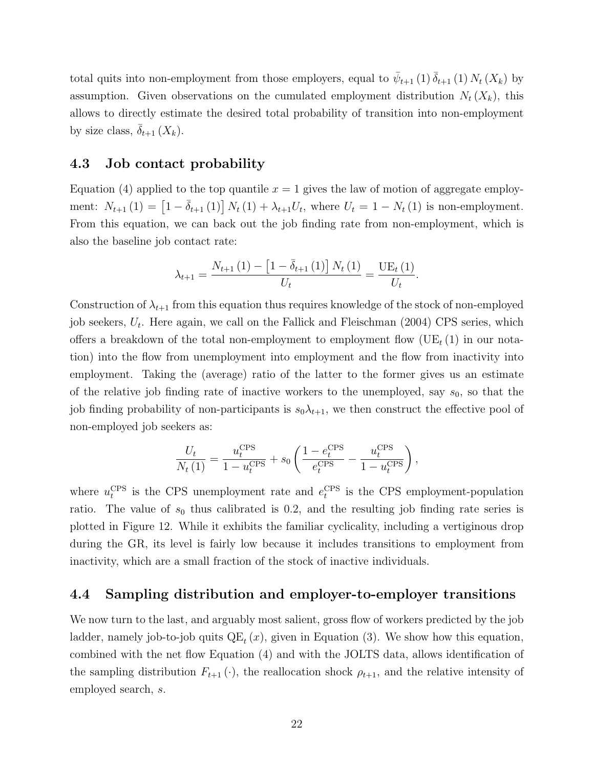total quits into non-employment from those employers, equal to $\bar{\psi}_{t+1}(1)\,\bar{\delta}_{t+1}(1)\,N_t(X_k)$ by assumption. Given observations on the cumulated employment distribution $N_t(X_k)$, this allows to directly estimate the desired total probability of transition into non-employment by size class, $\bar{\delta}_{t+1}(X_k)$.

### 4.3 Job contact probability

Equation (4) applied to the top quantile $x = 1$ gives the law of motion of aggregate employment: $N_{t+1}(1) = \left[1 - \bar{\delta}_{t+1}(1)\right] N_t(1) + \lambda_{t+1} U_t$, where $U_t = 1 - N_t(1)$ is non-employment. From this equation, we can back out the job finding rate from non-employment, which is also the baseline job contact rate:

$$\lambda_{t+1} = \frac{N_{t+1}(1) - \left[1 - \bar{\delta}_{t+1}(1)\right] N_t(1)}{U_t} = \frac{\mathrm{UE}_t(1)}{U_t}.$$

Construction of $\lambda_{t+1}$ from this equation thus requires knowledge of the stock of non-employed job seekers, $U_t$. Here again, we call on the Fallick and Fleischman (2004) CPS series, which offers a breakdown of the total non-employment to employment flow ($\mathrm{UE}_t(1)$ in our notation) into the flow from unemployment into employment and the flow from inactivity into employment. Taking the (average) ratio of the latter to the former gives us an estimate of the relative job finding rate of inactive workers to the unemployed, say $s_0$, so that the job finding probability of non-participants is $s_0 \lambda_{t+1}$, we then construct the effective pool of non-employed job seekers as:

$$\frac{U_t}{N_t(1)} = \frac{u_t^{\mathrm{CPS}}}{1 - u_t^{\mathrm{CPS}}} + s_0 \left( \frac{1 - e_t^{\mathrm{CPS}}}{e_t^{\mathrm{CPS}}} - \frac{u_t^{\mathrm{CPS}}}{1 - u_t^{\mathrm{CPS}}} \right),$$

where $u_t^{\mathrm{CPS}}$ is the CPS unemployment rate and $e_t^{\mathrm{CPS}}$ is the CPS employment-population ratio. The value of $s_0$ thus calibrated is 0.2, and the resulting job finding rate series is plotted in Figure 12. While it exhibits the familiar cyclicality, including a vertiginous drop during the GR, its level is fairly low because it includes transitions to employment from inactivity, which are a small fraction of the stock of inactive individuals.

### 4.4 Sampling distribution and employer-to-employer transitions

We now turn to the last, and arguably most salient, gross flow of workers predicted by the job ladder, namely job-to-job quits $\mathrm{QE}_t(x)$, given in Equation (3). We show how this equation, combined with the net flow Equation (4) and with the JOLTS data, allows identification of the sampling distribution $F_{t+1}(\cdot)$, the reallocation shock $\rho_{t+1}$, and the relative intensity of employed search, $s$.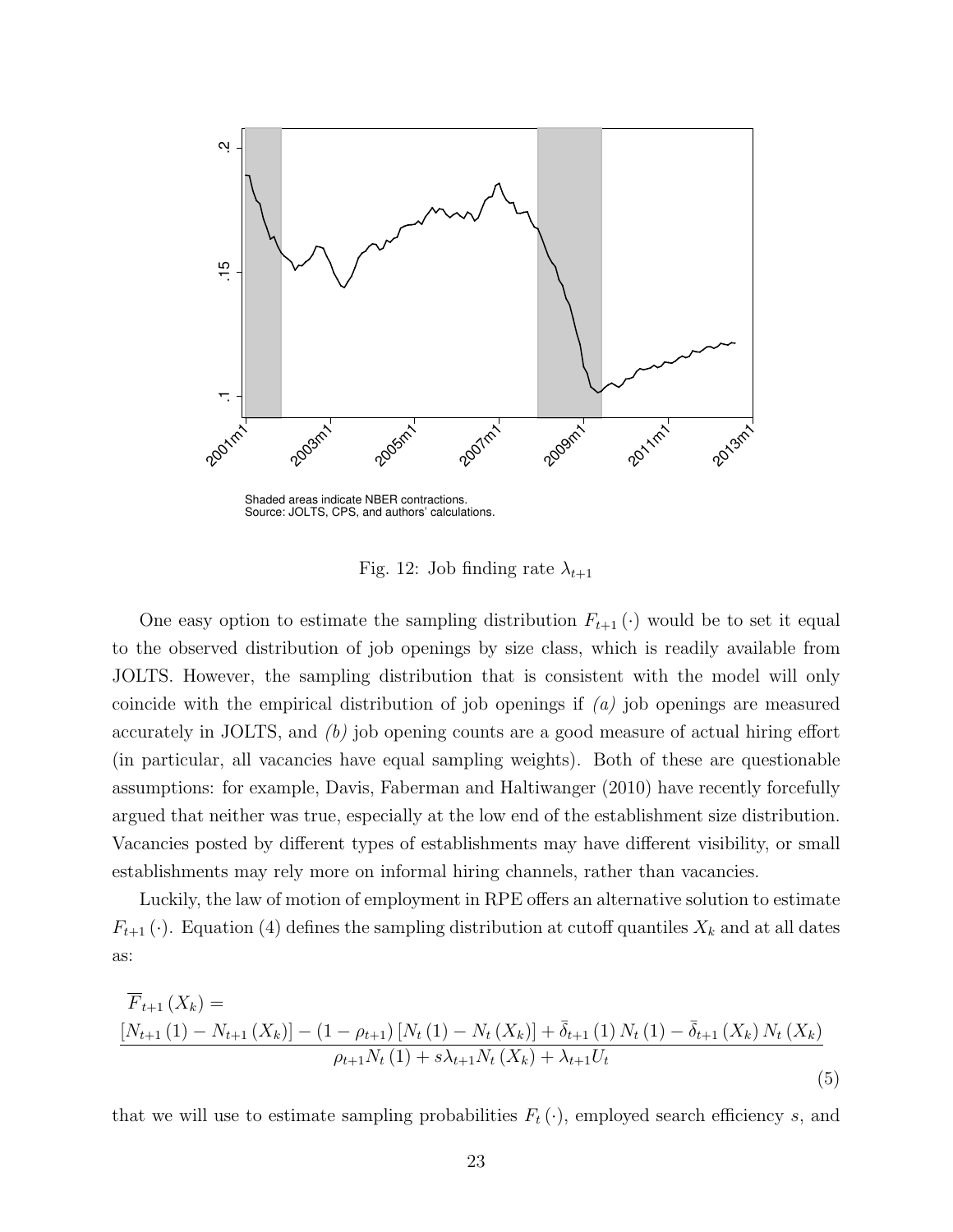Shaded areas indicate NBER contractions.
Source: JOLTS, CPS, and authors' calculations.

Fig. 12: Job finding rate $\lambda_{t+1}$

One easy option to estimate the sampling distribution $F_{t+1}(\cdot)$ would be to set it equal to the observed distribution of job openings by size class, which is readily available from JOLTS. However, the sampling distribution that is consistent with the model will only coincide with the empirical distribution of job openings if *(a)* job openings are measured accurately in JOLTS, and *(b)* job opening counts are a good measure of actual hiring effort (in particular, all vacancies have equal sampling weights). Both of these are questionable assumptions: for example, Davis, Faberman and Haltiwanger (2010) have recently forcefully argued that neither was true, especially at the low end of the establishment size distribution. Vacancies posted by different types of establishments may have different visibility, or small establishments may rely more on informal hiring channels, rather than vacancies.

Luckily, the law of motion of employment in RPE offers an alternative solution to estimate $F_{t+1}(\cdot)$. Equation (4) defines the sampling distribution at cutoff quantiles $X_k$ and at all dates as:

$$\overline{F}_{t+1}(X_k) = \frac{\left[N_{t+1}(1) - N_{t+1}(X_k)\right] - (1 - \rho_{t+1})\left[N_t(1) - N_t(X_k)\right] + \bar{\delta}_{t+1}(1) N_t(1) - \bar{\delta}_{t+1}(X_k) N_t(X_k)}{\rho_{t+1} N_t(1) + s\lambda_{t+1} N_t(X_k) + \lambda_{t+1} U_t} \tag{5}$$

that we will use to estimate sampling probabilities $F_t(\cdot)$, employed search efficiency $s$, and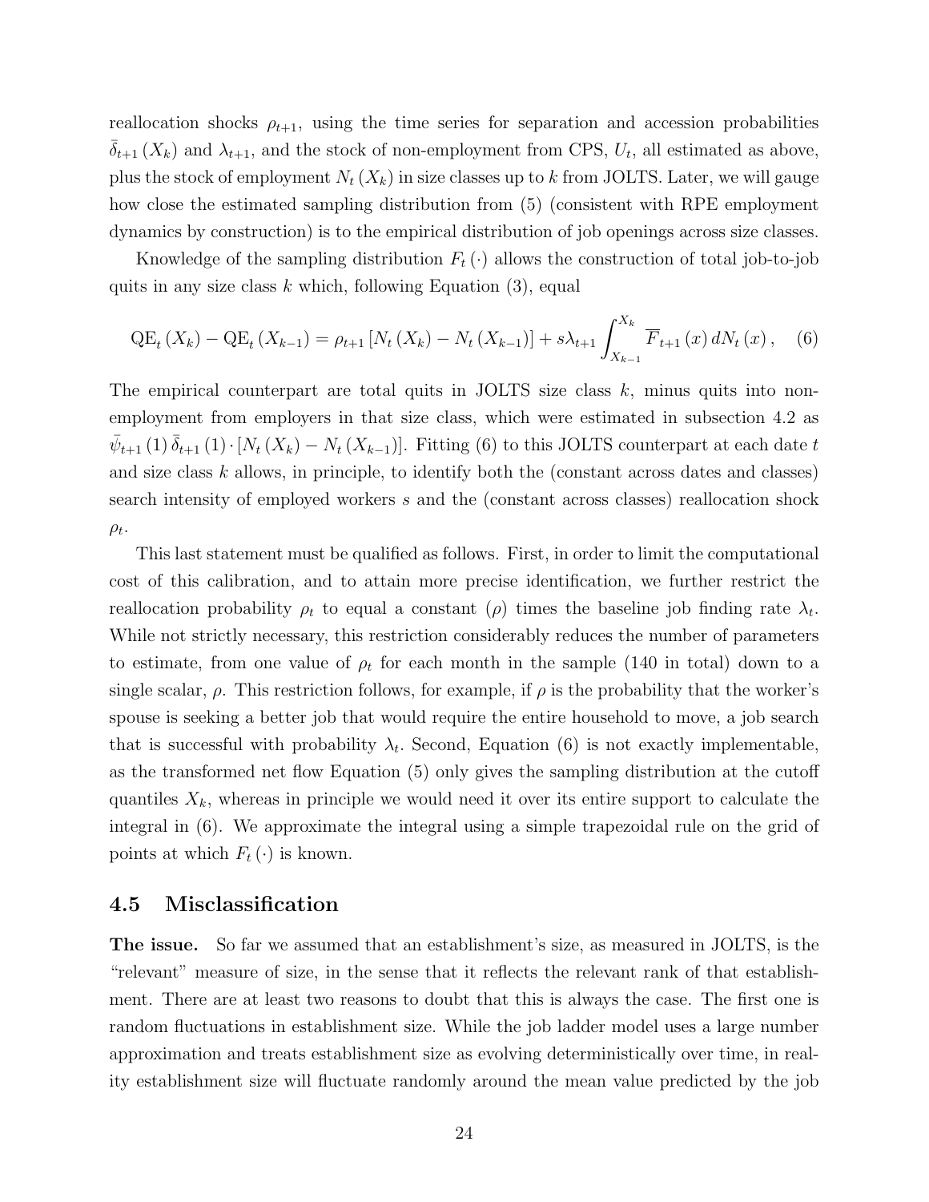reallocation shocks $\rho_{t+1}$, using the time series for separation and accession probabilities $\bar{\delta}_{t+1}(X_k)$ and $\lambda_{t+1}$, and the stock of non-employment from CPS, $U_t$, all estimated as above, plus the stock of employment $N_t(X_k)$ in size classes up to $k$ from JOLTS. Later, we will gauge how close the estimated sampling distribution from (5) (consistent with RPE employment dynamics by construction) is to the empirical distribution of job openings across size classes.

Knowledge of the sampling distribution $F_t(\cdot)$ allows the construction of total job-to-job quits in any size class $k$ which, following Equation (3), equal

$$\mathrm{QE}_t(X_k) - \mathrm{QE}_t(X_{k-1}) = \rho_{t+1}\left[N_t(X_k) - N_t(X_{k-1})\right] + s\lambda_{t+1}\int_{X_{k-1}}^{X_k} \overline{F}_{t+1}(x)\, dN_t(x), \quad (6)$$

The empirical counterpart are total quits in JOLTS size class $k$, minus quits into non-employment from employers in that size class, which were estimated in subsection 4.2 as $\bar{\psi}_{t+1}(1)\,\bar{\delta}_{t+1}(1)\cdot[N_t(X_k) - N_t(X_{k-1})]$. Fitting (6) to this JOLTS counterpart at each date $t$ and size class $k$ allows, in principle, to identify both the (constant across dates and classes) search intensity of employed workers $s$ and the (constant across classes) reallocation shock $\rho_t$.

This last statement must be qualified as follows. First, in order to limit the computational cost of this calibration, and to attain more precise identification, we further restrict the reallocation probability $\rho_t$ to equal a constant ($\rho$) times the baseline job finding rate $\lambda_t$. While not strictly necessary, this restriction considerably reduces the number of parameters to estimate, from one value of $\rho_t$ for each month in the sample (140 in total) down to a single scalar, $\rho$. This restriction follows, for example, if $\rho$ is the probability that the worker's spouse is seeking a better job that would require the entire household to move, a job search that is successful with probability $\lambda_t$. Second, Equation (6) is not exactly implementable, as the transformed net flow Equation (5) only gives the sampling distribution at the cutoff quantiles $X_k$, whereas in principle we would need it over its entire support to calculate the integral in (6). We approximate the integral using a simple trapezoidal rule on the grid of points at which $F_t(\cdot)$ is known.

## 4.5 Misclassification

**The issue.** So far we assumed that an establishment's size, as measured in JOLTS, is the "relevant" measure of size, in the sense that it reflects the relevant rank of that establishment. There are at least two reasons to doubt that this is always the case. The first one is random fluctuations in establishment size. While the job ladder model uses a large number approximation and treats establishment size as evolving deterministically over time, in reality establishment size will fluctuate randomly around the mean value predicted by the job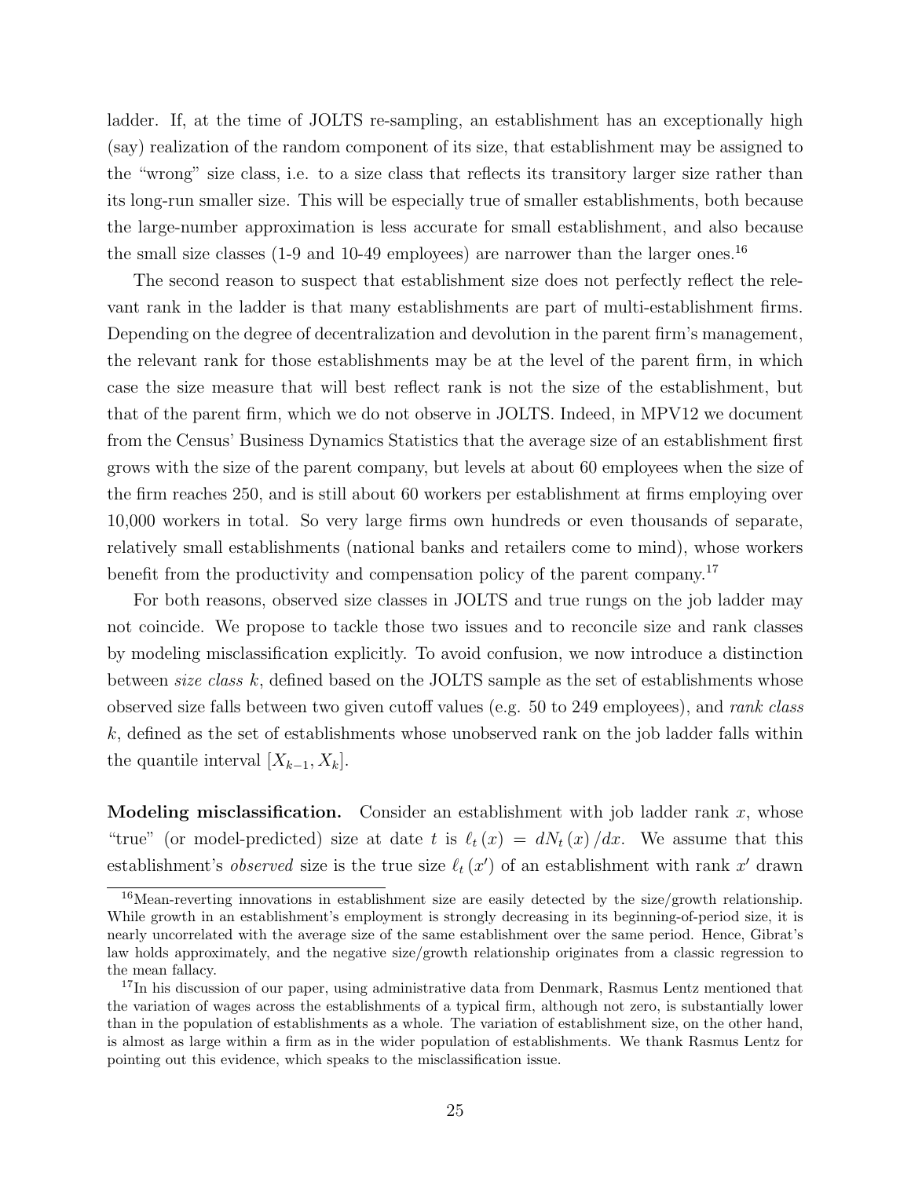ladder. If, at the time of JOLTS re-sampling, an establishment has an exceptionally high (say) realization of the random component of its size, that establishment may be assigned to the "wrong" size class, i.e. to a size class that reflects its transitory larger size rather than its long-run smaller size. This will be especially true of smaller establishments, both because the large-number approximation is less accurate for small establishment, and also because the small size classes (1-9 and 10-49 employees) are narrower than the larger ones.[16]

The second reason to suspect that establishment size does not perfectly reflect the relevant rank in the ladder is that many establishments are part of multi-establishment firms. Depending on the degree of decentralization and devolution in the parent firm's management, the relevant rank for those establishments may be at the level of the parent firm, in which case the size measure that will best reflect rank is not the size of the establishment, but that of the parent firm, which we do not observe in JOLTS. Indeed, in MPV12 we document from the Census' Business Dynamics Statistics that the average size of an establishment first grows with the size of the parent company, but levels at about 60 employees when the size of the firm reaches 250, and is still about 60 workers per establishment at firms employing over 10,000 workers in total. So very large firms own hundreds or even thousands of separate, relatively small establishments (national banks and retailers come to mind), whose workers benefit from the productivity and compensation policy of the parent company.[17]

For both reasons, observed size classes in JOLTS and true rungs on the job ladder may not coincide. We propose to tackle those two issues and to reconcile size and rank classes by modeling misclassification explicitly. To avoid confusion, we now introduce a distinction between *size class* $k$, defined based on the JOLTS sample as the set of establishments whose observed size falls between two given cutoff values (e.g. 50 to 249 employees), and *rank class* $k$, defined as the set of establishments whose unobserved rank on the job ladder falls within the quantile interval $[X_{k-1}, X_k]$.

**Modeling misclassification.** Consider an establishment with job ladder rank $x$, whose "true" (or model-predicted) size at date $t$ is $\ell_t(x) = dN_t(x)/dx$. We assume that this establishment's *observed* size is the true size $\ell_t(x')$ of an establishment with rank $x'$ drawn

[16] Mean-reverting innovations in establishment size are easily detected by the size/growth relationship. While growth in an establishment's employment is strongly decreasing in its beginning-of-period size, it is nearly uncorrelated with the average size of the same establishment over the same period. Hence, Gibrat's law holds approximately, and the negative size/growth relationship originates from a classic regression to the mean fallacy.

[17] In his discussion of our paper, using administrative data from Denmark, Rasmus Lentz mentioned that the variation of wages across the establishments of a typical firm, although not zero, is substantially lower than in the population of establishments as a whole. The variation of establishment size, on the other hand, is almost as large within a firm as in the wider population of establishments. We thank Rasmus Lentz for pointing out this evidence, which speaks to the misclassification issue.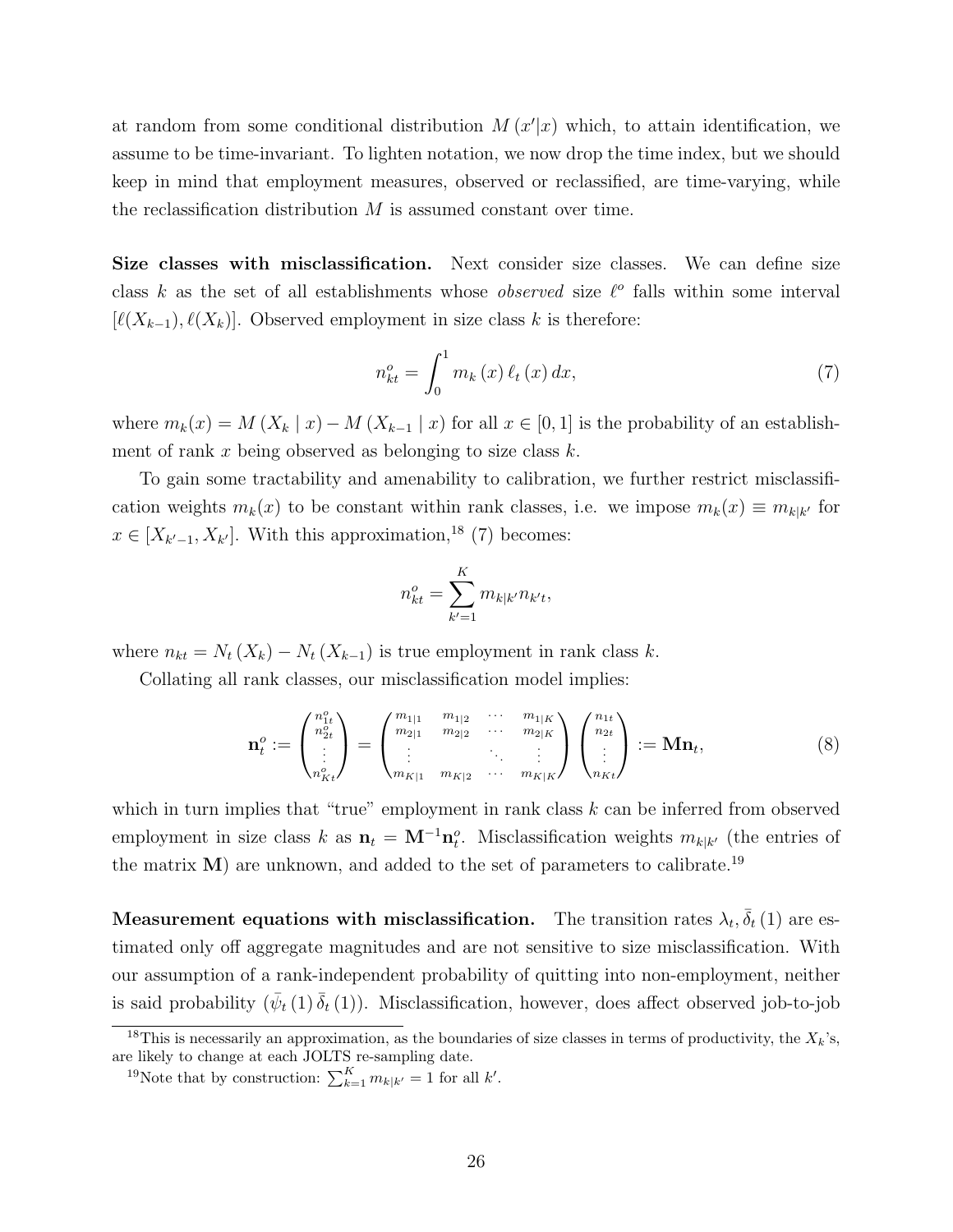at random from some conditional distribution $M(x'|x)$ which, to attain identification, we assume to be time-invariant. To lighten notation, we now drop the time index, but we should keep in mind that employment measures, observed or reclassified, are time-varying, while the reclassification distribution $M$ is assumed constant over time.

**Size classes with misclassification.** Next consider size classes. We can define size class $k$ as the set of all establishments whose *observed* size $\ell^o$ falls within some interval $[\ell(X_{k-1}), \ell(X_k)]$. Observed employment in size class $k$ is therefore:

$$n^o_{kt} = \int_0^1 m_k(x)\,\ell_t(x)\,dx, \tag{7}$$

where $m_k(x) = M(X_k \mid x) - M(X_{k-1} \mid x)$ for all $x \in [0,1]$ is the probability of an establishment of rank $x$ being observed as belonging to size class $k$.

To gain some tractability and amenability to calibration, we further restrict misclassification weights $m_k(x)$ to be constant within rank classes, i.e. we impose $m_k(x) \equiv m_{k|k'}$ for $x \in [X_{k'-1}, X_{k'}]$. With this approximation,[18] (7) becomes:

$$n^o_{kt} = \sum_{k'=1}^{K} m_{k|k'} n_{k't},$$

where $n_{kt} = N_t(X_k) - N_t(X_{k-1})$ is true employment in rank class $k$.

Collating all rank classes, our misclassification model implies:

$$\mathbf{n}^o_t := \begin{pmatrix} n^o_{1t} \\ n^o_{2t} \\ \vdots \\ n^o_{Kt} \end{pmatrix} = \begin{pmatrix} m_{1|1} & m_{1|2} & \cdots & m_{1|K} \\ m_{2|1} & m_{2|2} & \cdots & m_{2|K} \\ \vdots & & \ddots & \vdots \\ m_{K|1} & m_{K|2} & \cdots & m_{K|K} \end{pmatrix} \begin{pmatrix} n_{1t} \\ n_{2t} \\ \vdots \\ n_{Kt} \end{pmatrix} := \mathbf{M}\mathbf{n}_t, \tag{8}$$

which in turn implies that "true" employment in rank class $k$ can be inferred from observed employment in size class $k$ as $\mathbf{n}_t = \mathbf{M}^{-1}\mathbf{n}^o_t$. Misclassification weights $m_{k|k'}$ (the entries of the matrix $\mathbf{M}$) are unknown, and added to the set of parameters to calibrate.[19]

**Measurement equations with misclassification.** The transition rates $\lambda_t, \bar{\delta}_t(1)$ are estimated only off aggregate magnitudes and are not sensitive to size misclassification. With our assumption of a rank-independent probability of quitting into non-employment, neither is said probability $(\bar{\psi}_t(1)\,\bar{\delta}_t(1))$. Misclassification, however, does affect observed job-to-job

[18] This is necessarily an approximation, as the boundaries of size classes in terms of productivity, the $X_k$'s, are likely to change at each JOLTS re-sampling date.

[19] Note that by construction: $\sum_{k=1}^{K} m_{k|k'} = 1$ for all $k'$.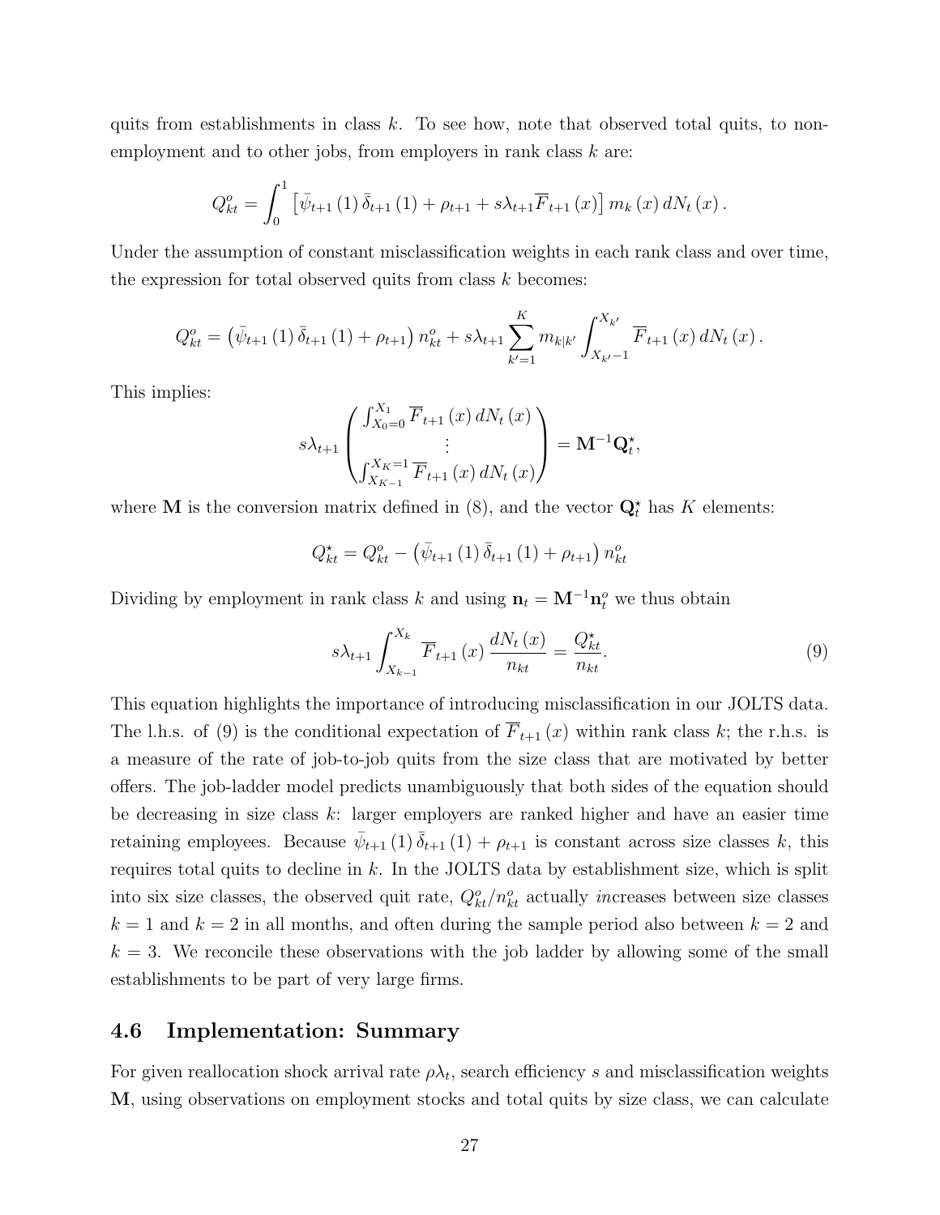quits from establishments in class $k$. To see how, note that observed total quits, to non-employment and to other jobs, from employers in rank class $k$ are:

$$Q_{kt}^{o} = \int_0^1 \left[\bar{\psi}_{t+1}(1)\,\bar{\delta}_{t+1}(1) + \rho_{t+1} + s\lambda_{t+1}\overline{F}_{t+1}(x)\right] m_k(x)\, dN_t(x).$$

Under the assumption of constant misclassification weights in each rank class and over time, the expression for total observed quits from class $k$ becomes:

$$Q_{kt}^{o} = \left(\bar{\psi}_{t+1}(1)\,\bar{\delta}_{t+1}(1) + \rho_{t+1}\right) n_{kt}^{o} + s\lambda_{t+1} \sum_{k'=1}^{K} m_{k|k'} \int_{X_{k'}-1}^{X_{k'}} \overline{F}_{t+1}(x)\, dN_t(x).$$

This implies:

$$s\lambda_{t+1} \begin{pmatrix} \int_{X_0=0}^{X_1} \overline{F}_{t+1}(x)\, dN_t(x) \\ \vdots \\ \int_{X_{K-1}}^{X_K=1} \overline{F}_{t+1}(x)\, dN_t(x) \end{pmatrix} = \mathbf{M}^{-1}\mathbf{Q}_t^{\star},$$

where $\mathbf{M}$ is the conversion matrix defined in (8), and the vector $\mathbf{Q}_t^{\star}$ has $K$ elements:

$$Q_{kt}^{\star} = Q_{kt}^{o} - \left(\bar{\psi}_{t+1}(1)\,\bar{\delta}_{t+1}(1) + \rho_{t+1}\right) n_{kt}^{o}$$

Dividing by employment in rank class $k$ and using $\mathbf{n}_t = \mathbf{M}^{-1}\mathbf{n}_t^{o}$ we thus obtain

$$s\lambda_{t+1} \int_{X_{k-1}}^{X_k} \overline{F}_{t+1}(x) \frac{dN_t(x)}{n_{kt}} = \frac{Q_{kt}^{\star}}{n_{kt}}. \tag{9}$$

This equation highlights the importance of introducing misclassification in our JOLTS data. The l.h.s. of (9) is the conditional expectation of $\overline{F}_{t+1}(x)$ within rank class $k$; the r.h.s. is a measure of the rate of job-to-job quits from the size class that are motivated by better offers. The job-ladder model predicts unambiguously that both sides of the equation should be decreasing in size class $k$: larger employers are ranked higher and have an easier time retaining employees. Because $\bar{\psi}_{t+1}(1)\,\bar{\delta}_{t+1}(1) + \rho_{t+1}$ is constant across size classes $k$, this requires total quits to decline in $k$. In the JOLTS data by establishment size, which is split into six size classes, the observed quit rate, $Q_{kt}^{o}/n_{kt}^{o}$ actually *in*creases between size classes $k = 1$ and $k = 2$ in all months, and often during the sample period also between $k = 2$ and $k = 3$. We reconcile these observations with the job ladder by allowing some of the small establishments to be part of very large firms.

### 4.6 Implementation: Summary

For given reallocation shock arrival rate $\rho\lambda_t$, search efficiency $s$ and misclassification weights $\mathbf{M}$, using observations on employment stocks and total quits by size class, we can calculate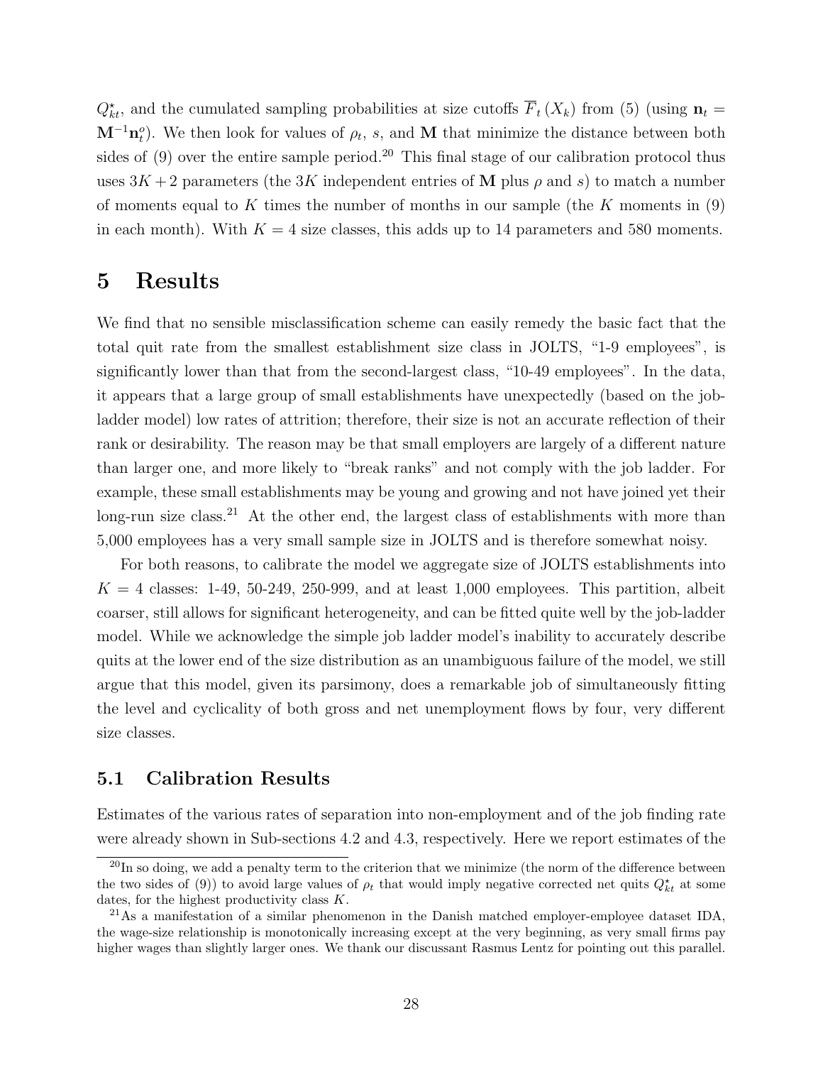$Q^{\star}_{kt}$, and the cumulated sampling probabilities at size cutoffs $\overline{F}_t(X_k)$ from (5) (using $\mathbf{n}_t = \mathbf{M}^{-1}\mathbf{n}^o_t$). We then look for values of $\rho_t$, $s$, and $\mathbf{M}$ that minimize the distance between both sides of (9) over the entire sample period.[20] This final stage of our calibration protocol thus uses $3K + 2$ parameters (the $3K$ independent entries of $\mathbf{M}$ plus $\rho$ and $s$) to match a number of moments equal to $K$ times the number of months in our sample (the $K$ moments in (9) in each month). With $K = 4$ size classes, this adds up to 14 parameters and 580 moments.

# 5 Results

We find that no sensible misclassification scheme can easily remedy the basic fact that the total quit rate from the smallest establishment size class in JOLTS, "1-9 employees", is significantly lower than that from the second-largest class, "10-49 employees". In the data, it appears that a large group of small establishments have unexpectedly (based on the job-ladder model) low rates of attrition; therefore, their size is not an accurate reflection of their rank or desirability. The reason may be that small employers are largely of a different nature than larger one, and more likely to "break ranks" and not comply with the job ladder. For example, these small establishments may be young and growing and not have joined yet their long-run size class.[21] At the other end, the largest class of establishments with more than 5,000 employees has a very small sample size in JOLTS and is therefore somewhat noisy.

For both reasons, to calibrate the model we aggregate size of JOLTS establishments into $K = 4$ classes: 1-49, 50-249, 250-999, and at least 1,000 employees. This partition, albeit coarser, still allows for significant heterogeneity, and can be fitted quite well by the job-ladder model. While we acknowledge the simple job ladder model's inability to accurately describe quits at the lower end of the size distribution as an unambiguous failure of the model, we still argue that this model, given its parsimony, does a remarkable job of simultaneously fitting the level and cyclicality of both gross and net unemployment flows by four, very different size classes.

## 5.1 Calibration Results

Estimates of the various rates of separation into non-employment and of the job finding rate were already shown in Sub-sections 4.2 and 4.3, respectively. Here we report estimates of the

[20] In so doing, we add a penalty term to the criterion that we minimize (the norm of the difference between the two sides of (9)) to avoid large values of $\rho_t$ that would imply negative corrected net quits $Q^{\star}_{kt}$ at some dates, for the highest productivity class $K$.

[21] As a manifestation of a similar phenomenon in the Danish matched employer-employee dataset IDA, the wage-size relationship is monotonically increasing except at the very beginning, as very small firms pay higher wages than slightly larger ones. We thank our discussant Rasmus Lentz for pointing out this parallel.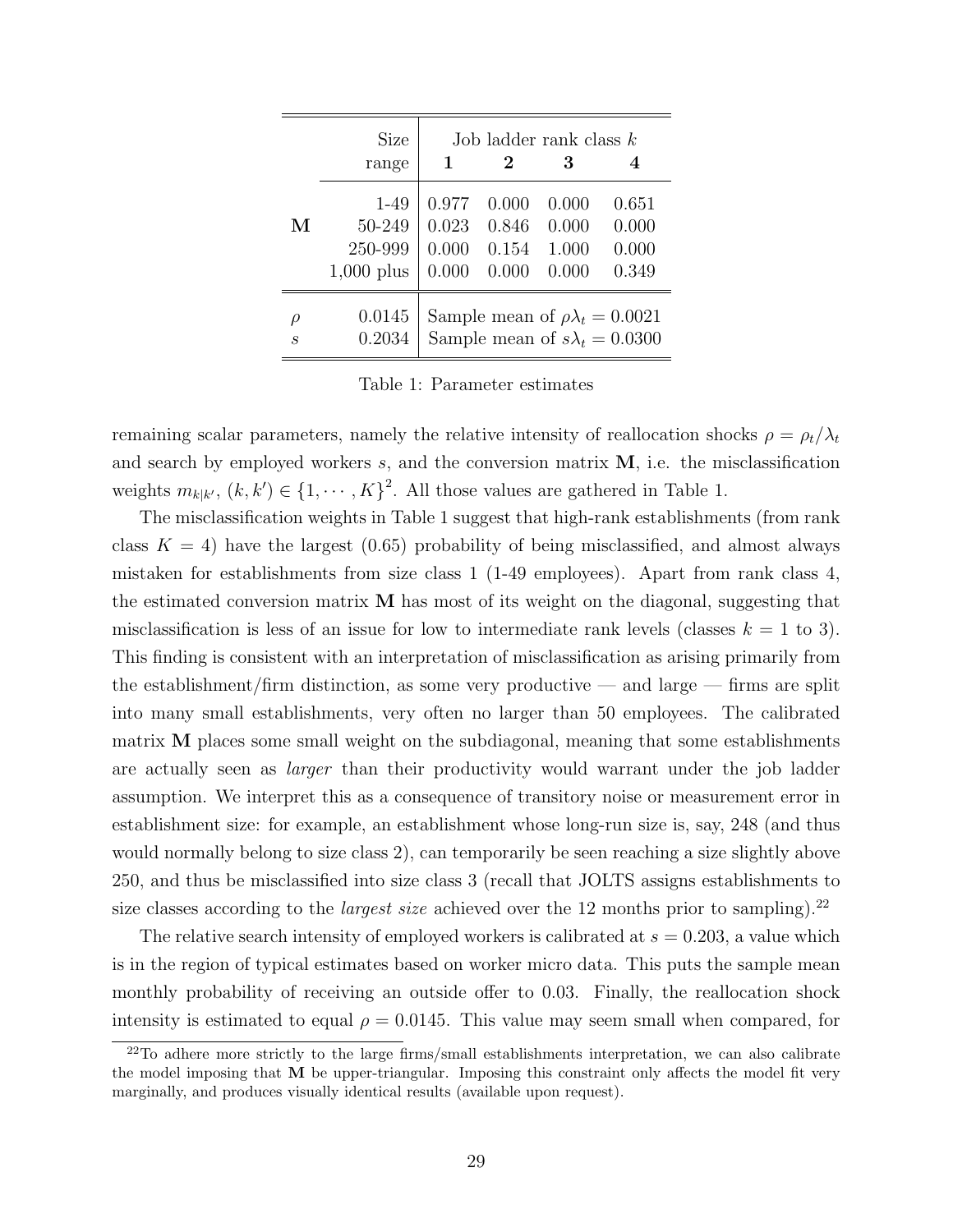| | Size range | Job ladder rank class $k$ | | | |
|---|---|---|---|---|---|
| | | **1** | **2** | **3** | **4** |
| **M** | 1-49 | 0.977 | 0.000 | 0.000 | 0.651 |
| | 50-249 | 0.023 | 0.846 | 0.000 | 0.000 |
| | 250-999 | 0.000 | 0.154 | 1.000 | 0.000 |
| | 1,000 plus | 0.000 | 0.000 | 0.000 | 0.349 |
| $\rho$ | 0.0145 | Sample mean of $\rho\lambda_t = 0.0021$ | | | |
| $s$ | 0.2034 | Sample mean of $s\lambda_t = 0.0300$ | | | |

Table 1: Parameter estimates

remaining scalar parameters, namely the relative intensity of reallocation shocks $\rho = \rho_t/\lambda_t$ and search by employed workers $s$, and the conversion matrix $\mathbf{M}$, i.e. the misclassification weights $m_{k|k'}$, $(k, k') \in \{1, \cdots, K\}^2$. All those values are gathered in Table 1.

The misclassification weights in Table 1 suggest that high-rank establishments (from rank class $K = 4$) have the largest (0.65) probability of being misclassified, and almost always mistaken for establishments from size class 1 (1-49 employees). Apart from rank class 4, the estimated conversion matrix $\mathbf{M}$ has most of its weight on the diagonal, suggesting that misclassification is less of an issue for low to intermediate rank levels (classes $k = 1$ to 3). This finding is consistent with an interpretation of misclassification as arising primarily from the establishment/firm distinction, as some very productive — and large — firms are split into many small establishments, very often no larger than 50 employees. The calibrated matrix $\mathbf{M}$ places some small weight on the subdiagonal, meaning that some establishments are actually seen as *larger* than their productivity would warrant under the job ladder assumption. We interpret this as a consequence of transitory noise or measurement error in establishment size: for example, an establishment whose long-run size is, say, 248 (and thus would normally belong to size class 2), can temporarily be seen reaching a size slightly above 250, and thus be misclassified into size class 3 (recall that JOLTS assigns establishments to size classes according to the *largest size* achieved over the 12 months prior to sampling).[22]

The relative search intensity of employed workers is calibrated at $s = 0.203$, a value which is in the region of typical estimates based on worker micro data. This puts the sample mean monthly probability of receiving an outside offer to 0.03. Finally, the reallocation shock intensity is estimated to equal $\rho = 0.0145$. This value may seem small when compared, for

[22] To adhere more strictly to the large firms/small establishments interpretation, we can also calibrate the model imposing that $\mathbf{M}$ be upper-triangular. Imposing this constraint only affects the model fit very marginally, and produces visually identical results (available upon request).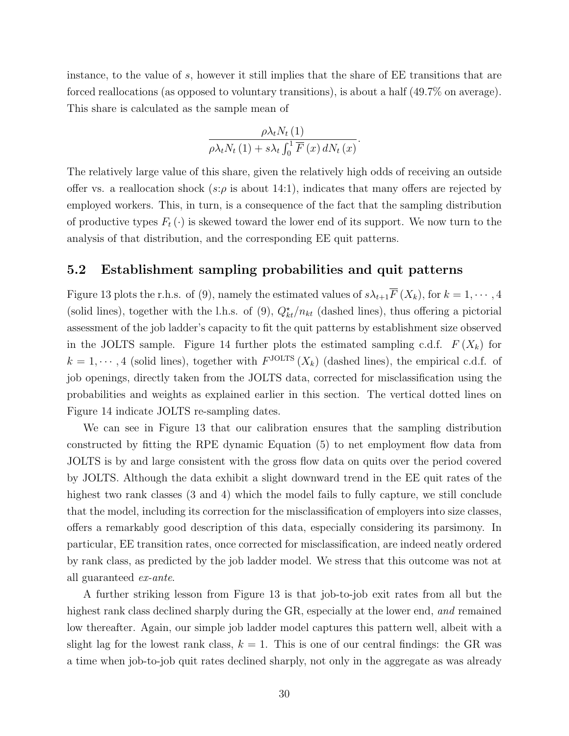instance, to the value of $s$, however it still implies that the share of EE transitions that are forced reallocations (as opposed to voluntary transitions), is about a half (49.7% on average). This share is calculated as the sample mean of

$$\frac{\rho \lambda_t N_t(1)}{\rho \lambda_t N_t(1) + s\lambda_t \int_0^1 \overline{F}(x)\, dN_t(x)}.$$

The relatively large value of this share, given the relatively high odds of receiving an outside offer vs. a reallocation shock ($s$:$\rho$ is about 14:1), indicates that many offers are rejected by employed workers. This, in turn, is a consequence of the fact that the sampling distribution of productive types $F_t(\cdot)$ is skewed toward the lower end of its support. We now turn to the analysis of that distribution, and the corresponding EE quit patterns.

## 5.2 Establishment sampling probabilities and quit patterns

Figure 13 plots the r.h.s. of (9), namely the estimated values of $s\lambda_{t+1}\overline{F}(X_k)$, for $k = 1, \cdots, 4$ (solid lines), together with the l.h.s. of (9), $Q^{\star}_{kt}/n_{kt}$ (dashed lines), thus offering a pictorial assessment of the job ladder's capacity to fit the quit patterns by establishment size observed in the JOLTS sample. Figure 14 further plots the estimated sampling c.d.f. $F(X_k)$ for $k = 1, \cdots, 4$ (solid lines), together with $F^{\text{JOLTS}}(X_k)$ (dashed lines), the empirical c.d.f. of job openings, directly taken from the JOLTS data, corrected for misclassification using the probabilities and weights as explained earlier in this section. The vertical dotted lines on Figure 14 indicate JOLTS re-sampling dates.

We can see in Figure 13 that our calibration ensures that the sampling distribution constructed by fitting the RPE dynamic Equation (5) to net employment flow data from JOLTS is by and large consistent with the gross flow data on quits over the period covered by JOLTS. Although the data exhibit a slight downward trend in the EE quit rates of the highest two rank classes (3 and 4) which the model fails to fully capture, we still conclude that the model, including its correction for the misclassification of employers into size classes, offers a remarkably good description of this data, especially considering its parsimony. In particular, EE transition rates, once corrected for misclassification, are indeed neatly ordered by rank class, as predicted by the job ladder model. We stress that this outcome was not at all guaranteed *ex-ante*.

A further striking lesson from Figure 13 is that job-to-job exit rates from all but the highest rank class declined sharply during the GR, especially at the lower end, *and* remained low thereafter. Again, our simple job ladder model captures this pattern well, albeit with a slight lag for the lowest rank class, $k = 1$. This is one of our central findings: the GR was a time when job-to-job quit rates declined sharply, not only in the aggregate as was already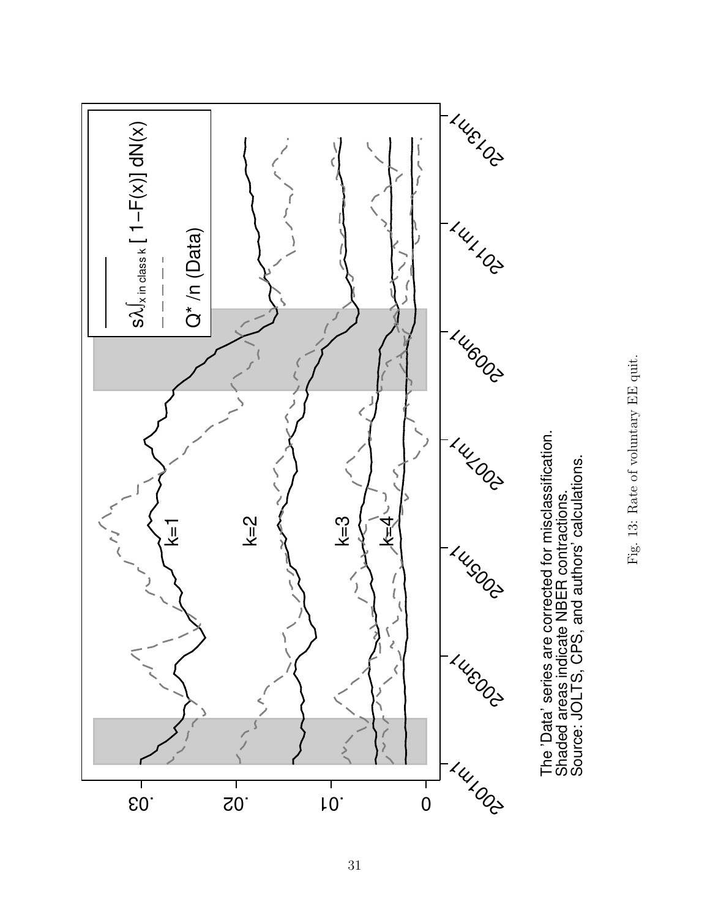The 'Data' series are corrected for misclassification.
Shaded areas indicate NBER contractions.
Source: JOLTS, CPS, and authors' calculations.

Fig. 13: Rate of voluntary EE quit.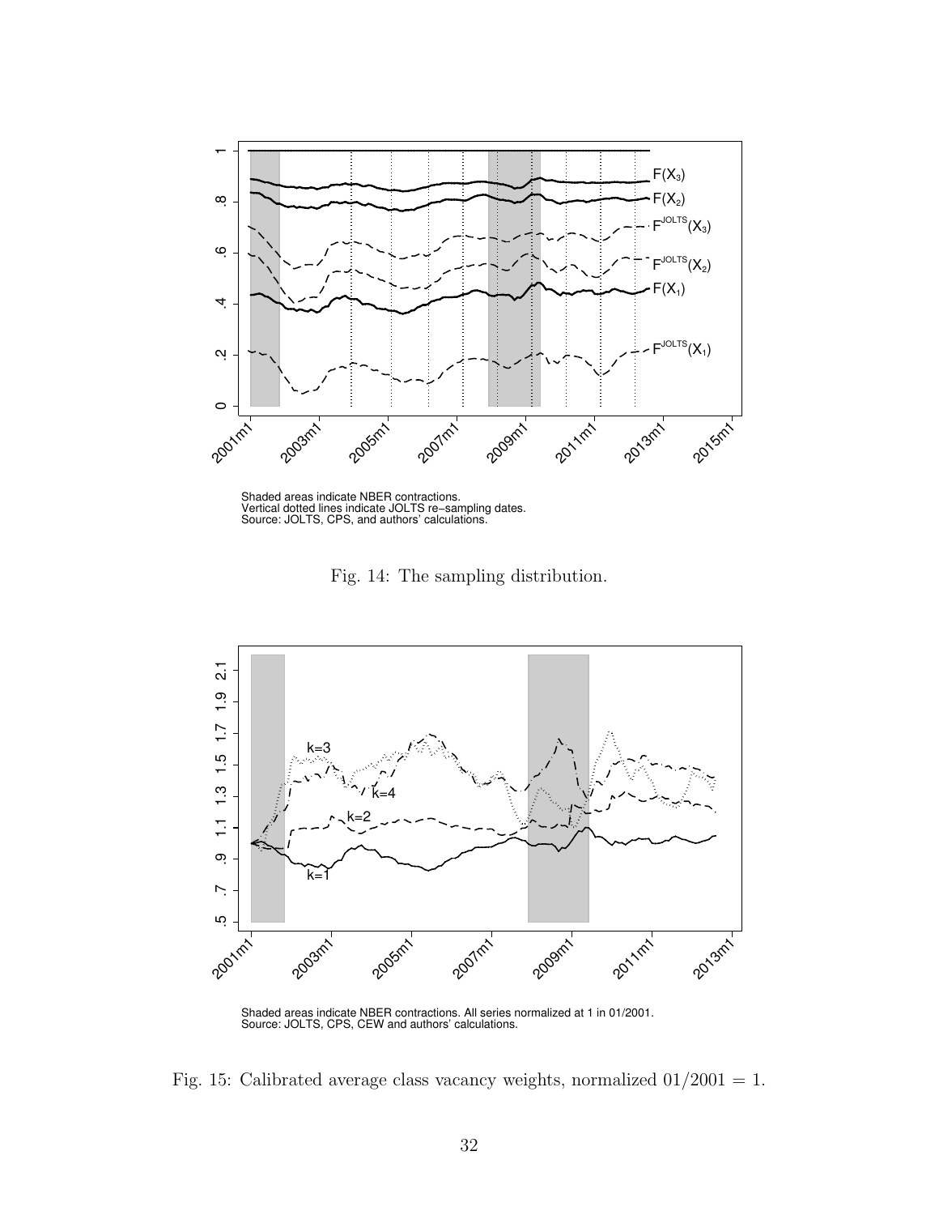Shaded areas indicate NBER contractions.
Vertical dotted lines indicate JOLTS re−sampling dates.
Source: JOLTS, CPS, and authors' calculations.

Fig. 14: The sampling distribution.

Shaded areas indicate NBER contractions. All series normalized at 1 in 01/2001.
Source: JOLTS, CPS, CEW and authors' calculations.

Fig. 15: Calibrated average class vacancy weights, normalized $01/2001 = 1$.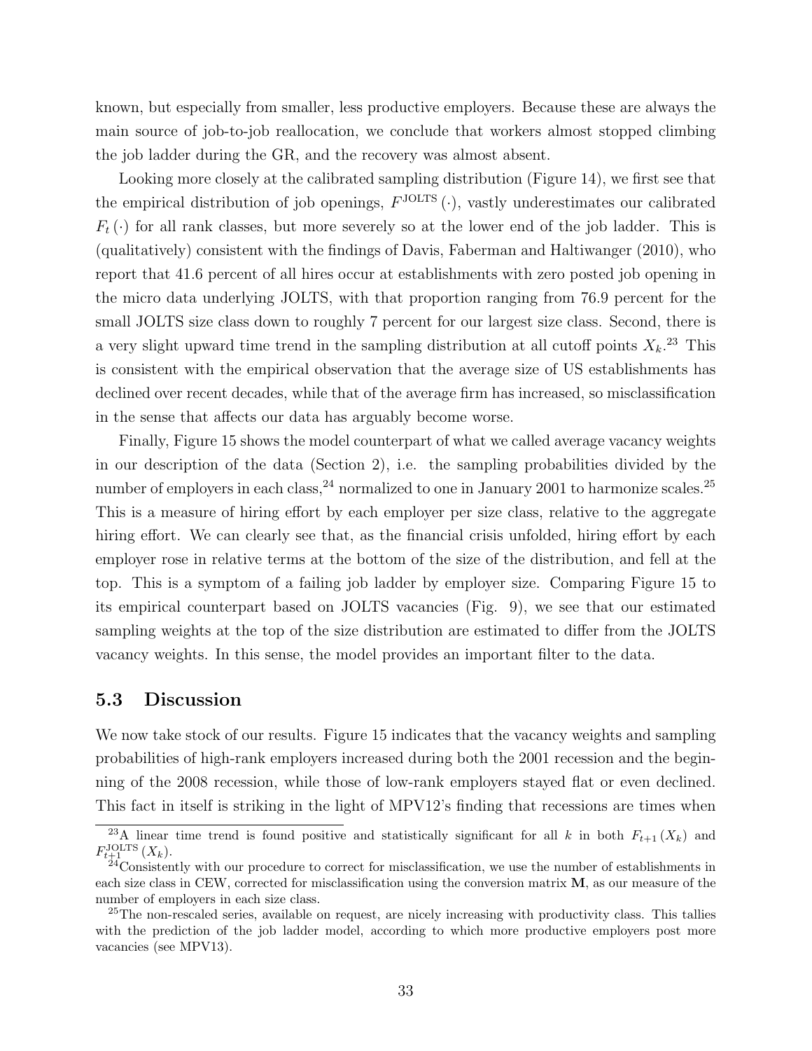known, but especially from smaller, less productive employers. Because these are always the main source of job-to-job reallocation, we conclude that workers almost stopped climbing the job ladder during the GR, and the recovery was almost absent.

Looking more closely at the calibrated sampling distribution (Figure 14), we first see that the empirical distribution of job openings, $F^{\text{JOLTS}}(\cdot)$, vastly underestimates our calibrated $F_t(\cdot)$ for all rank classes, but more severely so at the lower end of the job ladder. This is (qualitatively) consistent with the findings of Davis, Faberman and Haltiwanger (2010), who report that 41.6 percent of all hires occur at establishments with zero posted job opening in the micro data underlying JOLTS, with that proportion ranging from 76.9 percent for the small JOLTS size class down to roughly 7 percent for our largest size class. Second, there is a very slight upward time trend in the sampling distribution at all cutoff points $X_k$.[23] This is consistent with the empirical observation that the average size of US establishments has declined over recent decades, while that of the average firm has increased, so misclassification in the sense that affects our data has arguably become worse.

Finally, Figure 15 shows the model counterpart of what we called average vacancy weights in our description of the data (Section 2), i.e. the sampling probabilities divided by the number of employers in each class,[24] normalized to one in January 2001 to harmonize scales.[25] This is a measure of hiring effort by each employer per size class, relative to the aggregate hiring effort. We can clearly see that, as the financial crisis unfolded, hiring effort by each employer rose in relative terms at the bottom of the size of the distribution, and fell at the top. This is a symptom of a failing job ladder by employer size. Comparing Figure 15 to its empirical counterpart based on JOLTS vacancies (Fig. 9), we see that our estimated sampling weights at the top of the size distribution are estimated to differ from the JOLTS vacancy weights. In this sense, the model provides an important filter to the data.

### 5.3 Discussion

We now take stock of our results. Figure 15 indicates that the vacancy weights and sampling probabilities of high-rank employers increased during both the 2001 recession and the beginning of the 2008 recession, while those of low-rank employers stayed flat or even declined. This fact in itself is striking in the light of MPV12's finding that recessions are times when

---

[23] A linear time trend is found positive and statistically significant for all $k$ in both $F_{t+1}(X_k)$ and $F_{t+1}^{\text{JOLTS}}(X_k)$.

[24] Consistently with our procedure to correct for misclassification, we use the number of establishments in each size class in CEW, corrected for misclassification using the conversion matrix $\mathbf{M}$, as our measure of the number of employers in each size class.

[25] The non-rescaled series, available on request, are nicely increasing with productivity class. This tallies with the prediction of the job ladder model, according to which more productive employers post more vacancies (see MPV13).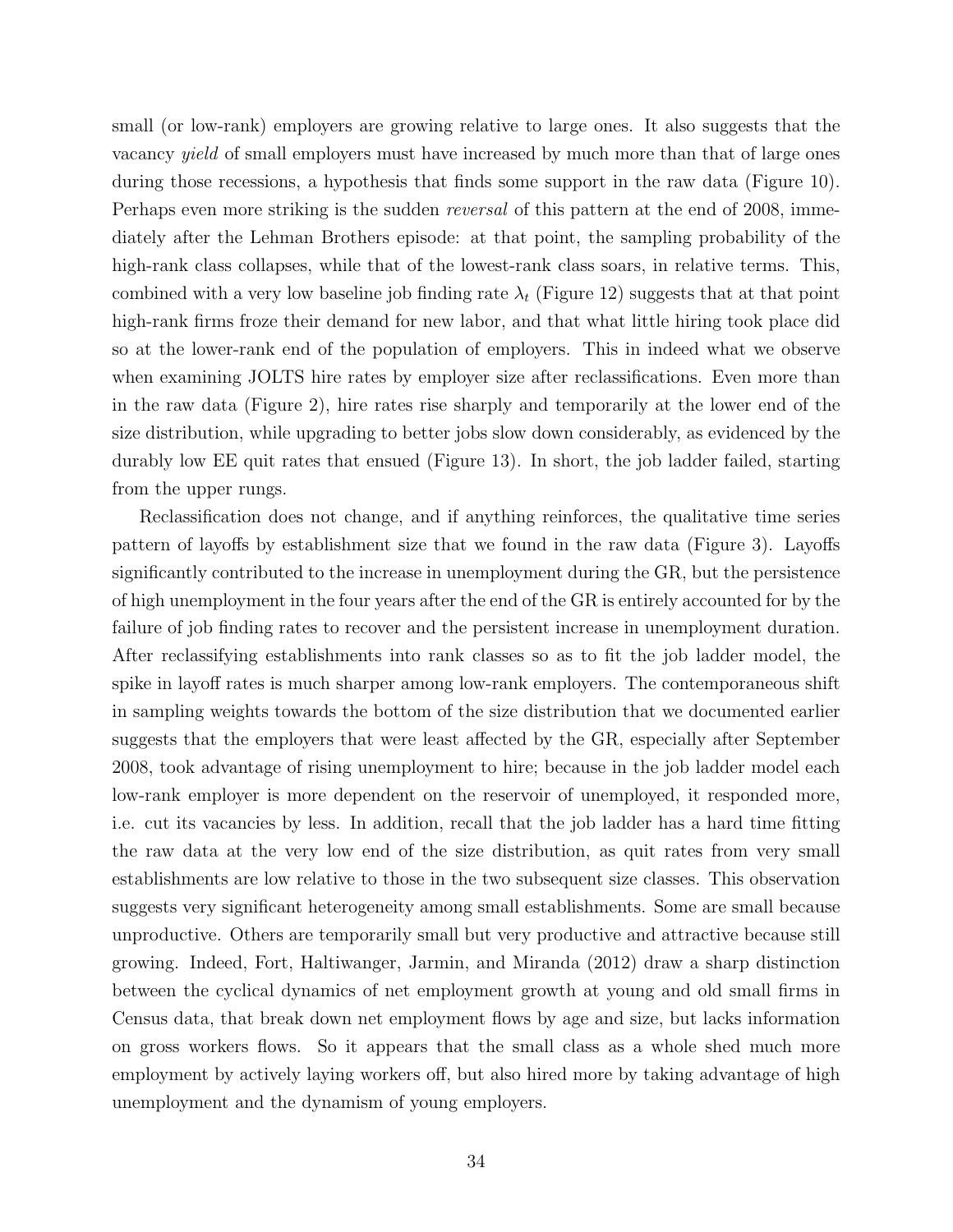small (or low-rank) employers are growing relative to large ones. It also suggests that the vacancy *yield* of small employers must have increased by much more than that of large ones during those recessions, a hypothesis that finds some support in the raw data (Figure 10). Perhaps even more striking is the sudden *reversal* of this pattern at the end of 2008, immediately after the Lehman Brothers episode: at that point, the sampling probability of the high-rank class collapses, while that of the lowest-rank class soars, in relative terms. This, combined with a very low baseline job finding rate $\lambda_t$ (Figure 12) suggests that at that point high-rank firms froze their demand for new labor, and that what little hiring took place did so at the lower-rank end of the population of employers. This in indeed what we observe when examining JOLTS hire rates by employer size after reclassifications. Even more than in the raw data (Figure 2), hire rates rise sharply and temporarily at the lower end of the size distribution, while upgrading to better jobs slow down considerably, as evidenced by the durably low EE quit rates that ensued (Figure 13). In short, the job ladder failed, starting from the upper rungs.

Reclassification does not change, and if anything reinforces, the qualitative time series pattern of layoffs by establishment size that we found in the raw data (Figure 3). Layoffs significantly contributed to the increase in unemployment during the GR, but the persistence of high unemployment in the four years after the end of the GR is entirely accounted for by the failure of job finding rates to recover and the persistent increase in unemployment duration. After reclassifying establishments into rank classes so as to fit the job ladder model, the spike in layoff rates is much sharper among low-rank employers. The contemporaneous shift in sampling weights towards the bottom of the size distribution that we documented earlier suggests that the employers that were least affected by the GR, especially after September 2008, took advantage of rising unemployment to hire; because in the job ladder model each low-rank employer is more dependent on the reservoir of unemployed, it responded more, i.e. cut its vacancies by less. In addition, recall that the job ladder has a hard time fitting the raw data at the very low end of the size distribution, as quit rates from very small establishments are low relative to those in the two subsequent size classes. This observation suggests very significant heterogeneity among small establishments. Some are small because unproductive. Others are temporarily small but very productive and attractive because still growing. Indeed, Fort, Haltiwanger, Jarmin, and Miranda (2012) draw a sharp distinction between the cyclical dynamics of net employment growth at young and old small firms in Census data, that break down net employment flows by age and size, but lacks information on gross workers flows. So it appears that the small class as a whole shed much more employment by actively laying workers off, but also hired more by taking advantage of high unemployment and the dynamism of young employers.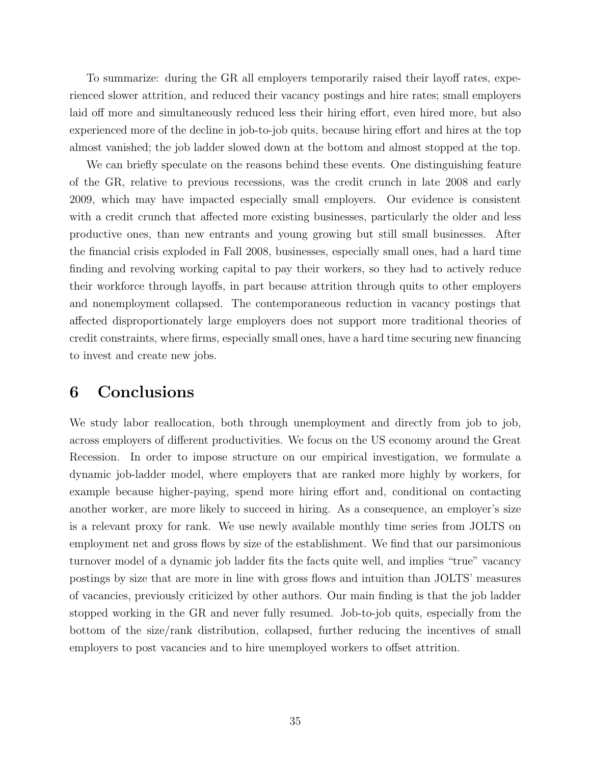To summarize: during the GR all employers temporarily raised their layoff rates, experienced slower attrition, and reduced their vacancy postings and hire rates; small employers laid off more and simultaneously reduced less their hiring effort, even hired more, but also experienced more of the decline in job-to-job quits, because hiring effort and hires at the top almost vanished; the job ladder slowed down at the bottom and almost stopped at the top.

We can briefly speculate on the reasons behind these events. One distinguishing feature of the GR, relative to previous recessions, was the credit crunch in late 2008 and early 2009, which may have impacted especially small employers. Our evidence is consistent with a credit crunch that affected more existing businesses, particularly the older and less productive ones, than new entrants and young growing but still small businesses. After the financial crisis exploded in Fall 2008, businesses, especially small ones, had a hard time finding and revolving working capital to pay their workers, so they had to actively reduce their workforce through layoffs, in part because attrition through quits to other employers and nonemployment collapsed. The contemporaneous reduction in vacancy postings that affected disproportionately large employers does not support more traditional theories of credit constraints, where firms, especially small ones, have a hard time securing new financing to invest and create new jobs.

# 6 Conclusions

We study labor reallocation, both through unemployment and directly from job to job, across employers of different productivities. We focus on the US economy around the Great Recession. In order to impose structure on our empirical investigation, we formulate a dynamic job-ladder model, where employers that are ranked more highly by workers, for example because higher-paying, spend more hiring effort and, conditional on contacting another worker, are more likely to succeed in hiring. As a consequence, an employer's size is a relevant proxy for rank. We use newly available monthly time series from JOLTS on employment net and gross flows by size of the establishment. We find that our parsimonious turnover model of a dynamic job ladder fits the facts quite well, and implies "true" vacancy postings by size that are more in line with gross flows and intuition than JOLTS' measures of vacancies, previously criticized by other authors. Our main finding is that the job ladder stopped working in the GR and never fully resumed. Job-to-job quits, especially from the bottom of the size/rank distribution, collapsed, further reducing the incentives of small employers to post vacancies and to hire unemployed workers to offset attrition.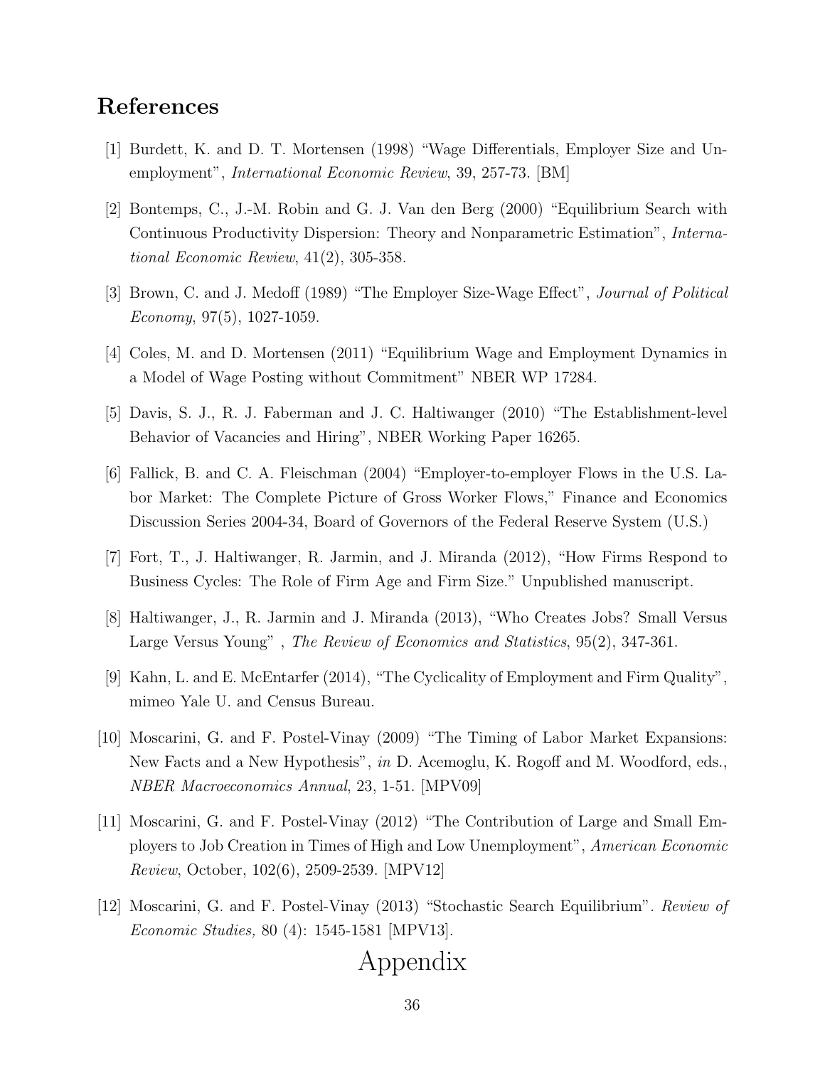## References

[1] Burdett, K. and D. T. Mortensen (1998) "Wage Differentials, Employer Size and Unemployment", *International Economic Review*, 39, 257-73. [BM]

[2] Bontemps, C., J.-M. Robin and G. J. Van den Berg (2000) "Equilibrium Search with Continuous Productivity Dispersion: Theory and Nonparametric Estimation", *International Economic Review*, 41(2), 305-358.

[3] Brown, C. and J. Medoff (1989) "The Employer Size-Wage Effect", *Journal of Political Economy*, 97(5), 1027-1059.

[4] Coles, M. and D. Mortensen (2011) "Equilibrium Wage and Employment Dynamics in a Model of Wage Posting without Commitment" NBER WP 17284.

[5] Davis, S. J., R. J. Faberman and J. C. Haltiwanger (2010) "The Establishment-level Behavior of Vacancies and Hiring", NBER Working Paper 16265.

[6] Fallick, B. and C. A. Fleischman (2004) "Employer-to-employer Flows in the U.S. Labor Market: The Complete Picture of Gross Worker Flows," Finance and Economics Discussion Series 2004-34, Board of Governors of the Federal Reserve System (U.S.)

[7] Fort, T., J. Haltiwanger, R. Jarmin, and J. Miranda (2012), "How Firms Respond to Business Cycles: The Role of Firm Age and Firm Size." Unpublished manuscript.

[8] Haltiwanger, J., R. Jarmin and J. Miranda (2013), "Who Creates Jobs? Small Versus Large Versus Young" , *The Review of Economics and Statistics*, 95(2), 347-361.

[9] Kahn, L. and E. McEntarfer (2014), "The Cyclicality of Employment and Firm Quality", mimeo Yale U. and Census Bureau.

[10] Moscarini, G. and F. Postel-Vinay (2009) "The Timing of Labor Market Expansions: New Facts and a New Hypothesis", *in* D. Acemoglu, K. Rogoff and M. Woodford, eds., *NBER Macroeconomics Annual*, 23, 1-51. [MPV09]

[11] Moscarini, G. and F. Postel-Vinay (2012) "The Contribution of Large and Small Employers to Job Creation in Times of High and Low Unemployment", *American Economic Review*, October, 102(6), 2509-2539. [MPV12]

[12] Moscarini, G. and F. Postel-Vinay (2013) "Stochastic Search Equilibrium". *Review of Economic Studies,* 80 (4): 1545-1581 [MPV13].

# Appendix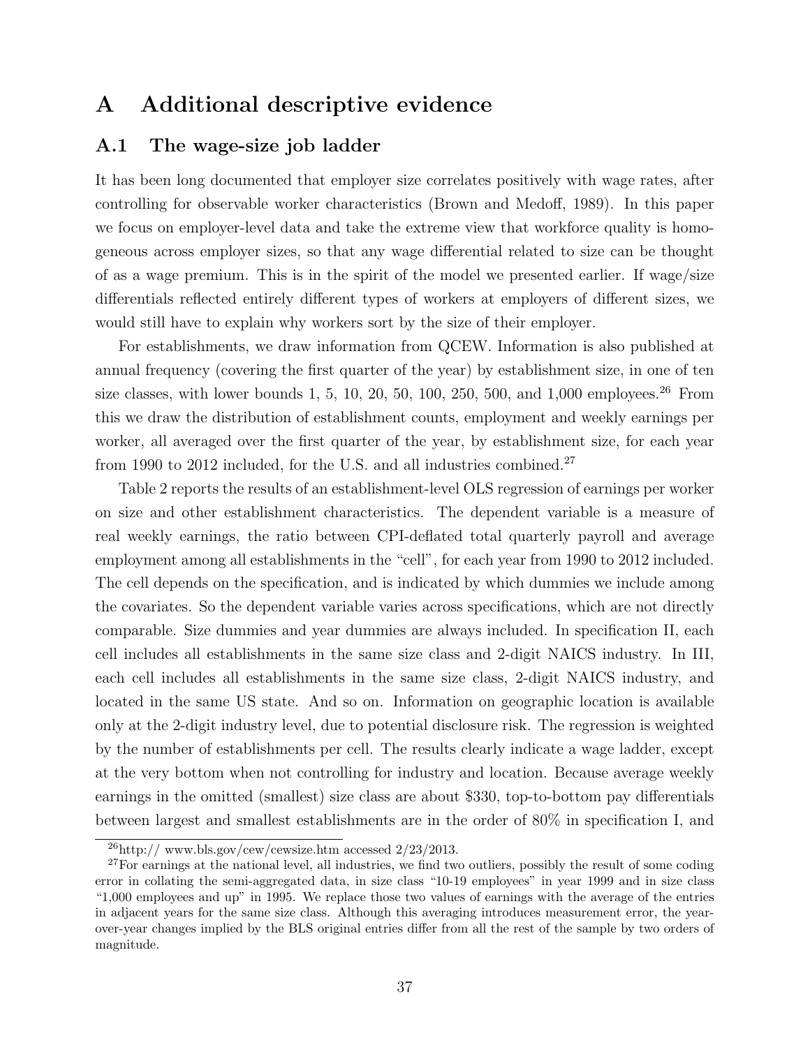# A Additional descriptive evidence

## A.1 The wage-size job ladder

It has been long documented that employer size correlates positively with wage rates, after controlling for observable worker characteristics (Brown and Medoff, 1989). In this paper we focus on employer-level data and take the extreme view that workforce quality is homogeneous across employer sizes, so that any wage differential related to size can be thought of as a wage premium. This is in the spirit of the model we presented earlier. If wage/size differentials reflected entirely different types of workers at employers of different sizes, we would still have to explain why workers sort by the size of their employer.

For establishments, we draw information from QCEW. Information is also published at annual frequency (covering the first quarter of the year) by establishment size, in one of ten size classes, with lower bounds 1, 5, 10, 20, 50, 100, 250, 500, and 1,000 employees.[26] From this we draw the distribution of establishment counts, employment and weekly earnings per worker, all averaged over the first quarter of the year, by establishment size, for each year from 1990 to 2012 included, for the U.S. and all industries combined.[27]

Table 2 reports the results of an establishment-level OLS regression of earnings per worker on size and other establishment characteristics. The dependent variable is a measure of real weekly earnings, the ratio between CPI-deflated total quarterly payroll and average employment among all establishments in the "cell", for each year from 1990 to 2012 included. The cell depends on the specification, and is indicated by which dummies we include among the covariates. So the dependent variable varies across specifications, which are not directly comparable. Size dummies and year dummies are always included. In specification II, each cell includes all establishments in the same size class and 2-digit NAICS industry. In III, each cell includes all establishments in the same size class, 2-digit NAICS industry, and located in the same US state. And so on. Information on geographic location is available only at the 2-digit industry level, due to potential disclosure risk. The regression is weighted by the number of establishments per cell. The results clearly indicate a wage ladder, except at the very bottom when not controlling for industry and location. Because average weekly earnings in the omitted (smallest) size class are about \$330, top-to-bottom pay differentials between largest and smallest establishments are in the order of 80% in specification I, and

[26] http:// www.bls.gov/cew/cewsize.htm accessed 2/23/2013.

[27] For earnings at the national level, all industries, we find two outliers, possibly the result of some coding error in collating the semi-aggregated data, in size class "10-19 employees" in year 1999 and in size class "1,000 employees and up" in 1995. We replace those two values of earnings with the average of the entries in adjacent years for the same size class. Although this averaging introduces measurement error, the year-over-year changes implied by the BLS original entries differ from all the rest of the sample by two orders of magnitude.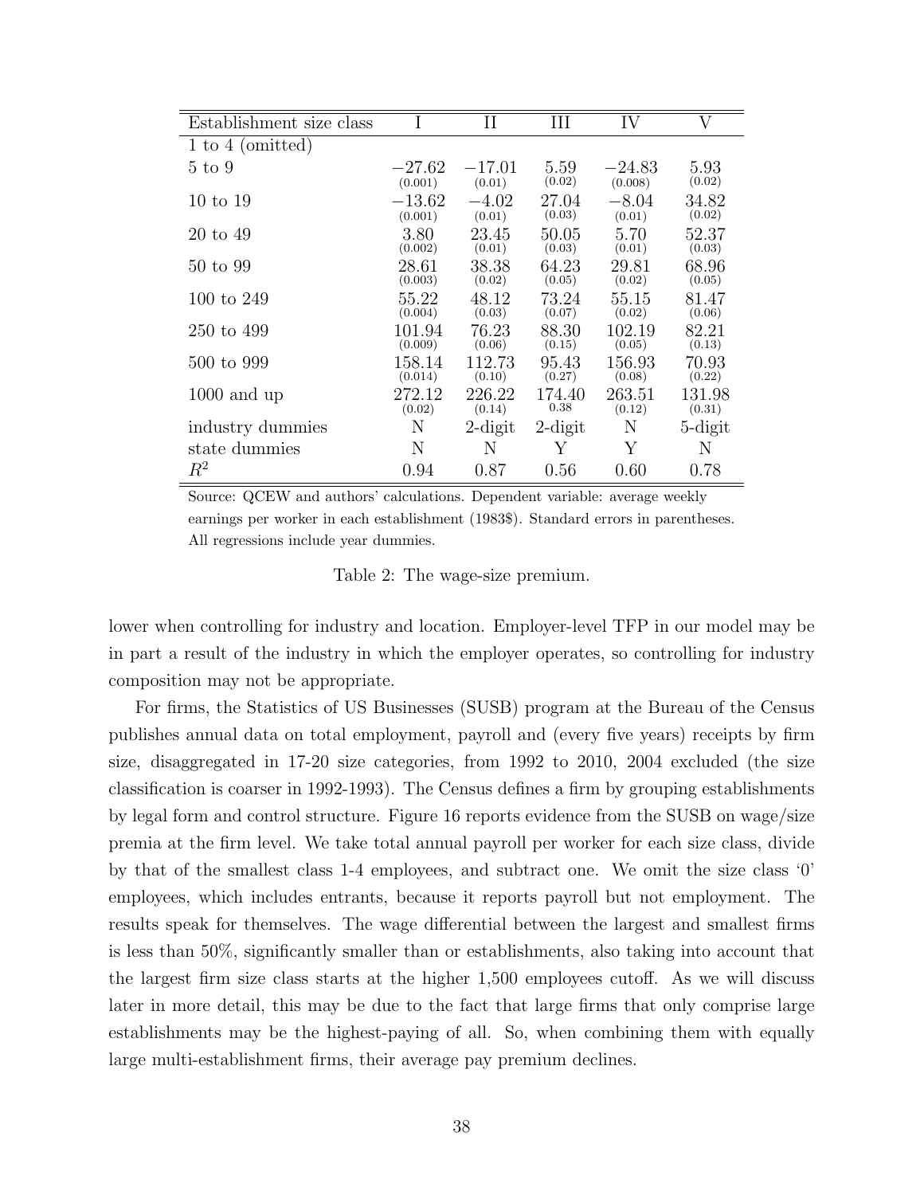| Establishment size class | I | II | III | IV | V |
|---|---|---|---|---|---|
| 1 to 4 (omitted) | | | | | |
| 5 to 9 | −27.62 (0.001) | −17.01 (0.01) | 5.59 (0.02) | −24.83 (0.008) | 5.93 (0.02) |
| 10 to 19 | −13.62 (0.001) | −4.02 (0.01) | 27.04 (0.03) | −8.04 (0.01) | 34.82 (0.02) |
| 20 to 49 | 3.80 (0.002) | 23.45 (0.01) | 50.05 (0.03) | 5.70 (0.01) | 52.37 (0.03) |
| 50 to 99 | 28.61 (0.003) | 38.38 (0.02) | 64.23 (0.05) | 29.81 (0.02) | 68.96 (0.05) |
| 100 to 249 | 55.22 (0.004) | 48.12 (0.03) | 73.24 (0.07) | 55.15 (0.02) | 81.47 (0.06) |
| 250 to 499 | 101.94 (0.009) | 76.23 (0.06) | 88.30 (0.15) | 102.19 (0.05) | 82.21 (0.13) |
| 500 to 999 | 158.14 (0.014) | 112.73 (0.10) | 95.43 (0.27) | 156.93 (0.08) | 70.93 (0.22) |
| 1000 and up | 272.12 (0.02) | 226.22 (0.14) | 174.40 0.38 | 263.51 (0.12) | 131.98 (0.31) |
| industry dummies | N | 2-digit | 2-digit | N | 5-digit |
| state dummies | N | N | Y | Y | N |
| $R^2$ | 0.94 | 0.87 | 0.56 | 0.60 | 0.78 |

Source: QCEW and authors' calculations. Dependent variable: average weekly earnings per worker in each establishment (1983$). Standard errors in parentheses. All regressions include year dummies.

Table 2: The wage-size premium.

lower when controlling for industry and location. Employer-level TFP in our model may be in part a result of the industry in which the employer operates, so controlling for industry composition may not be appropriate.

For firms, the Statistics of US Businesses (SUSB) program at the Bureau of the Census publishes annual data on total employment, payroll and (every five years) receipts by firm size, disaggregated in 17-20 size categories, from 1992 to 2010, 2004 excluded (the size classification is coarser in 1992-1993). The Census defines a firm by grouping establishments by legal form and control structure. Figure 16 reports evidence from the SUSB on wage/size premia at the firm level. We take total annual payroll per worker for each size class, divide by that of the smallest class 1-4 employees, and subtract one. We omit the size class '0' employees, which includes entrants, because it reports payroll but not employment. The results speak for themselves. The wage differential between the largest and smallest firms is less than 50%, significantly smaller than or establishments, also taking into account that the largest firm size class starts at the higher 1,500 employees cutoff. As we will discuss later in more detail, this may be due to the fact that large firms that only comprise large establishments may be the highest-paying of all. So, when combining them with equally large multi-establishment firms, their average pay premium declines.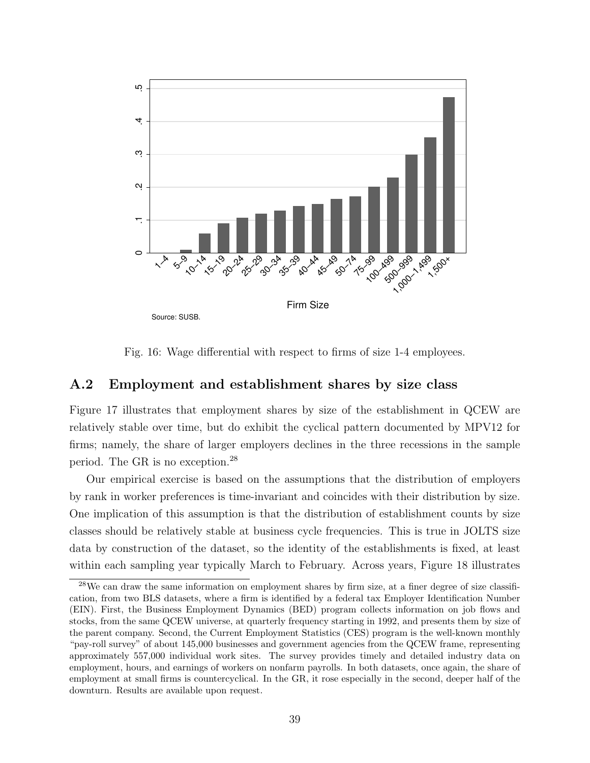Fig. 16: Wage differential with respect to firms of size 1-4 employees.

## A.2 Employment and establishment shares by size class

Figure 17 illustrates that employment shares by size of the establishment in QCEW are relatively stable over time, but do exhibit the cyclical pattern documented by MPV12 for firms; namely, the share of larger employers declines in the three recessions in the sample period. The GR is no exception.[28]

Our empirical exercise is based on the assumptions that the distribution of employers by rank in worker preferences is time-invariant and coincides with their distribution by size. One implication of this assumption is that the distribution of establishment counts by size classes should be relatively stable at business cycle frequencies. This is true in JOLTS size data by construction of the dataset, so the identity of the establishments is fixed, at least within each sampling year typically March to February. Across years, Figure 18 illustrates

[28] We can draw the same information on employment shares by firm size, at a finer degree of size classification, from two BLS datasets, where a firm is identified by a federal tax Employer Identification Number (EIN). First, the Business Employment Dynamics (BED) program collects information on job flows and stocks, from the same QCEW universe, at quarterly frequency starting in 1992, and presents them by size of the parent company. Second, the Current Employment Statistics (CES) program is the well-known monthly "pay-roll survey" of about 145,000 businesses and government agencies from the QCEW frame, representing approximately 557,000 individual work sites. The survey provides timely and detailed industry data on employment, hours, and earnings of workers on nonfarm payrolls. In both datasets, once again, the share of employment at small firms is countercyclical. In the GR, it rose especially in the second, deeper half of the downturn. Results are available upon request.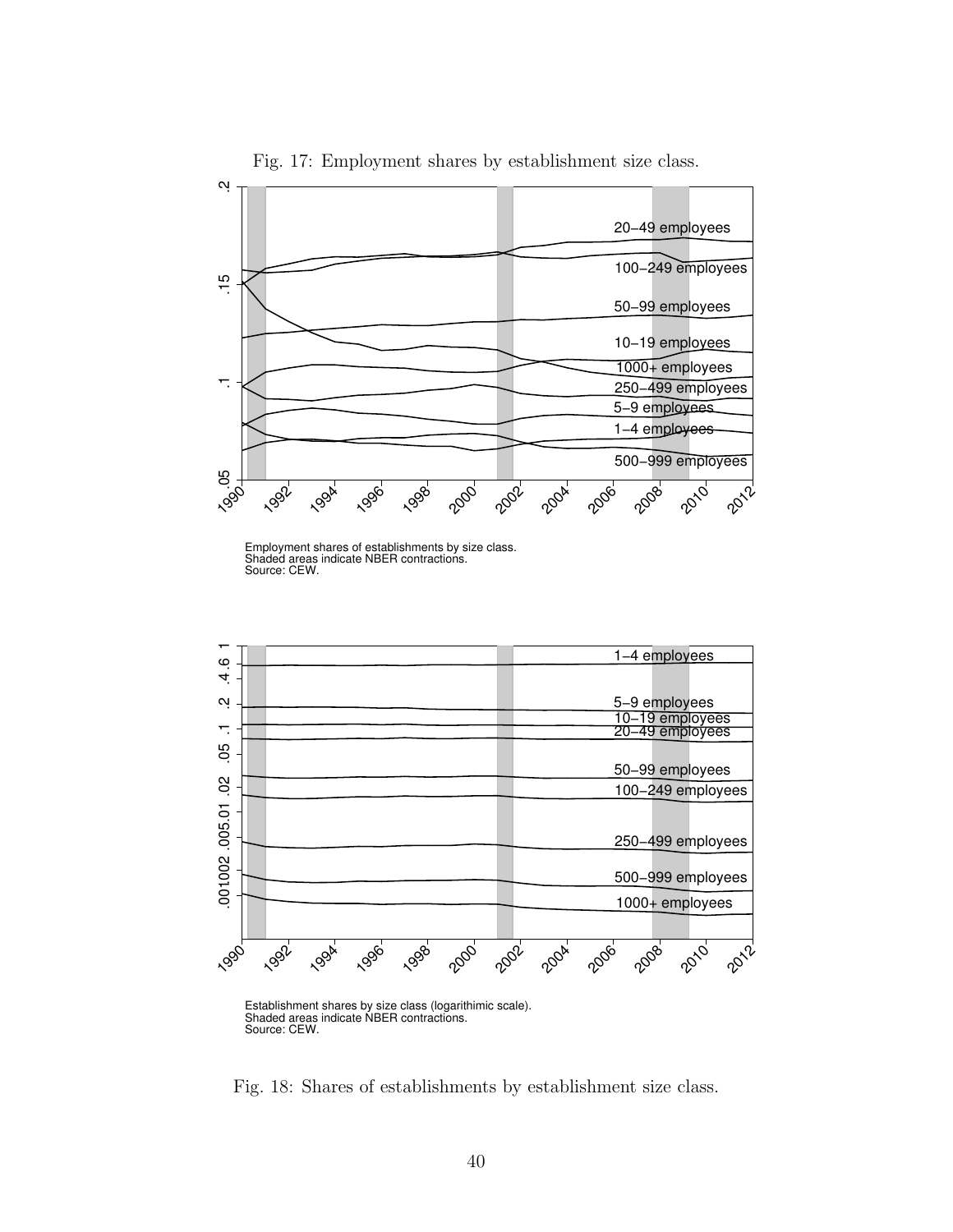Fig. 17: Employment shares by establishment size class.

Employment shares of establishments by size class.
Shaded areas indicate NBER contractions.
Source: CEW.

Establishment shares by size class (logarithimic scale).
Shaded areas indicate NBER contractions.
Source: CEW.

Fig. 18: Shares of establishments by establishment size class.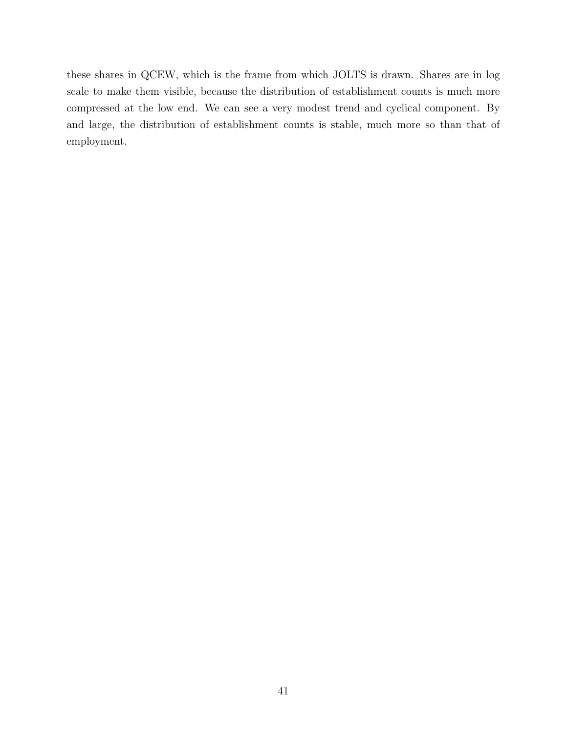these shares in QCEW, which is the frame from which JOLTS is drawn. Shares are in log scale to make them visible, because the distribution of establishment counts is much more compressed at the low end. We can see a very modest trend and cyclical component. By and large, the distribution of establishment counts is stable, much more so than that of employment.